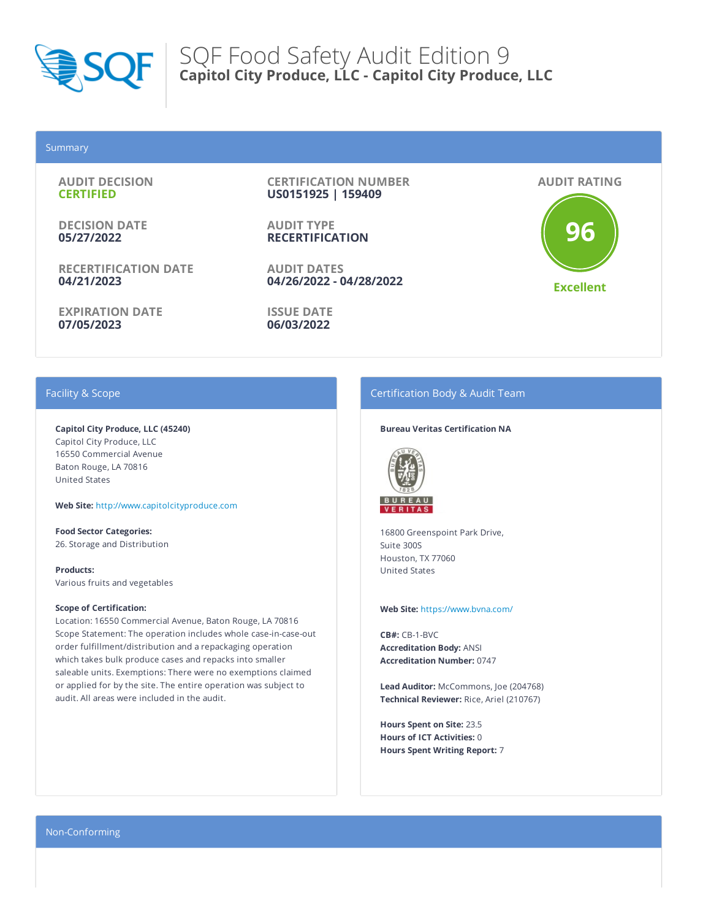# SQF Food Safety Audit Edition 9

**Capitol City Produce, LLC - Capitol City Produce, LLC**

## Summary

**AUDIT DECISION**
**CERTIFIED**

**DECISION DATE**
**05/27/2022**

**RECERTIFICATION DATE**
**04/21/2023**

**EXPIRATION DATE**
**07/05/2023**

**CERTIFICATION NUMBER**
**US0151925 | 159409**

**AUDIT TYPE**
**RECERTIFICATION**

**AUDIT DATES**
**04/26/2022 - 04/28/2022**

**ISSUE DATE**
**06/03/2022**

**AUDIT RATING**
**96**
**Excellent**

## Facility & Scope

**Capitol City Produce, LLC (45240)**
Capitol City Produce, LLC
16550 Commercial Avenue
Baton Rouge, LA 70816
United States

**Web Site:** http://www.capitolcityproduce.com

**Food Sector Categories:**
26. Storage and Distribution

**Products:**
Various fruits and vegetables

**Scope of Certification:**
Location: 16550 Commercial Avenue, Baton Rouge, LA 70816
Scope Statement: The operation includes whole case-in-case-out order fulfillment/distribution and a repackaging operation which takes bulk produce cases and repacks into smaller saleable units. Exemptions: There were no exemptions claimed or applied for by the site. The entire operation was subject to audit. All areas were included in the audit.

## Certification Body & Audit Team

**Bureau Veritas Certification NA**

16800 Greenspoint Park Drive,
Suite 300S
Houston, TX 77060
United States

**Web Site:** https://www.bvna.com/

**CB#:** CB-1-BVC
**Accreditation Body:** ANSI
**Accreditation Number:** 0747

**Lead Auditor:** McCommons, Joe (204768)
**Technical Reviewer:** Rice, Ariel (210767)

**Hours Spent on Site:** 23.5
**Hours of ICT Activities:** 0
**Hours Spent Writing Report:** 7

## Non-Conforming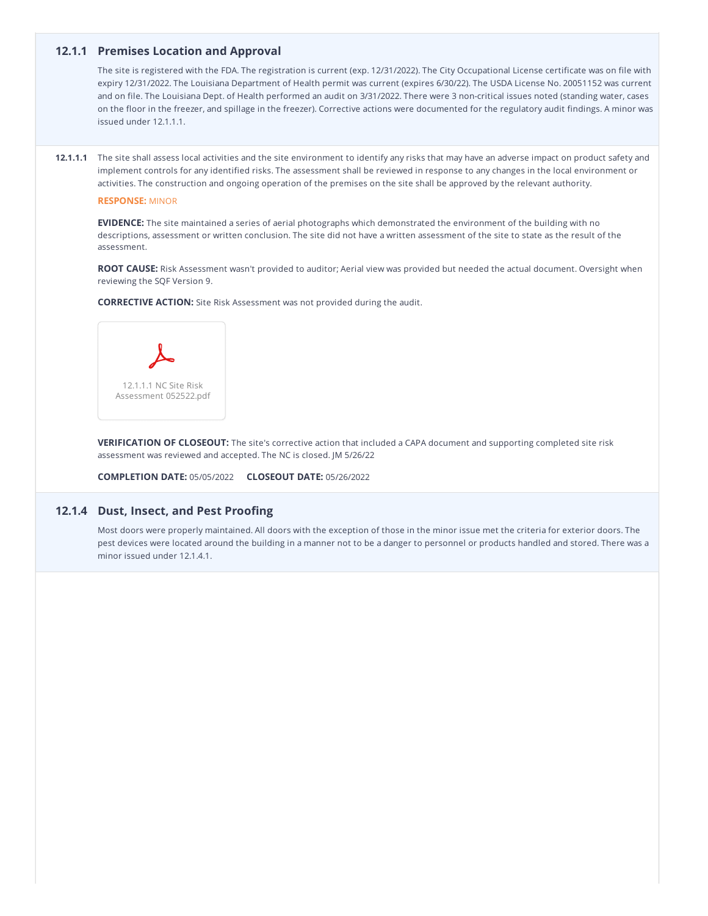## 12.1.1 Premises Location and Approval

The site is registered with the FDA. The registration is current (exp. 12/31/2022). The City Occupational License certificate was on file with expiry 12/31/2022. The Louisiana Department of Health permit was current (expires 6/30/22). The USDA License No. 20051152 was current and on file. The Louisiana Dept. of Health performed an audit on 3/31/2022. There were 3 non-critical issues noted (standing water, cases on the floor in the freezer, and spillage in the freezer). Corrective actions were documented for the regulatory audit findings. A minor was issued under 12.1.1.1.

**12.1.1.1** The site shall assess local activities and the site environment to identify any risks that may have an adverse impact on product safety and implement controls for any identified risks. The assessment shall be reviewed in response to any changes in the local environment or activities. The construction and ongoing operation of the premises on the site shall be approved by the relevant authority.

**RESPONSE:** MINOR

**EVIDENCE:** The site maintained a series of aerial photographs which demonstrated the environment of the building with no descriptions, assessment or written conclusion. The site did not have a written assessment of the site to state as the result of the assessment.

**ROOT CAUSE:** Risk Assessment wasn't provided to auditor; Aerial view was provided but needed the actual document. Oversight when reviewing the SQF Version 9.

**CORRECTIVE ACTION:** Site Risk Assessment was not provided during the audit.

12.1.1.1 NC Site Risk Assessment 052522.pdf

**VERIFICATION OF CLOSEOUT:** The site's corrective action that included a CAPA document and supporting completed site risk assessment was reviewed and accepted. The NC is closed. JM 5/26/22

**COMPLETION DATE:** 05/05/2022 **CLOSEOUT DATE:** 05/26/2022

## 12.1.4 Dust, Insect, and Pest Proofing

Most doors were properly maintained. All doors with the exception of those in the minor issue met the criteria for exterior doors. The pest devices were located around the building in a manner not to be a danger to personnel or products handled and stored. There was a minor issued under 12.1.4.1.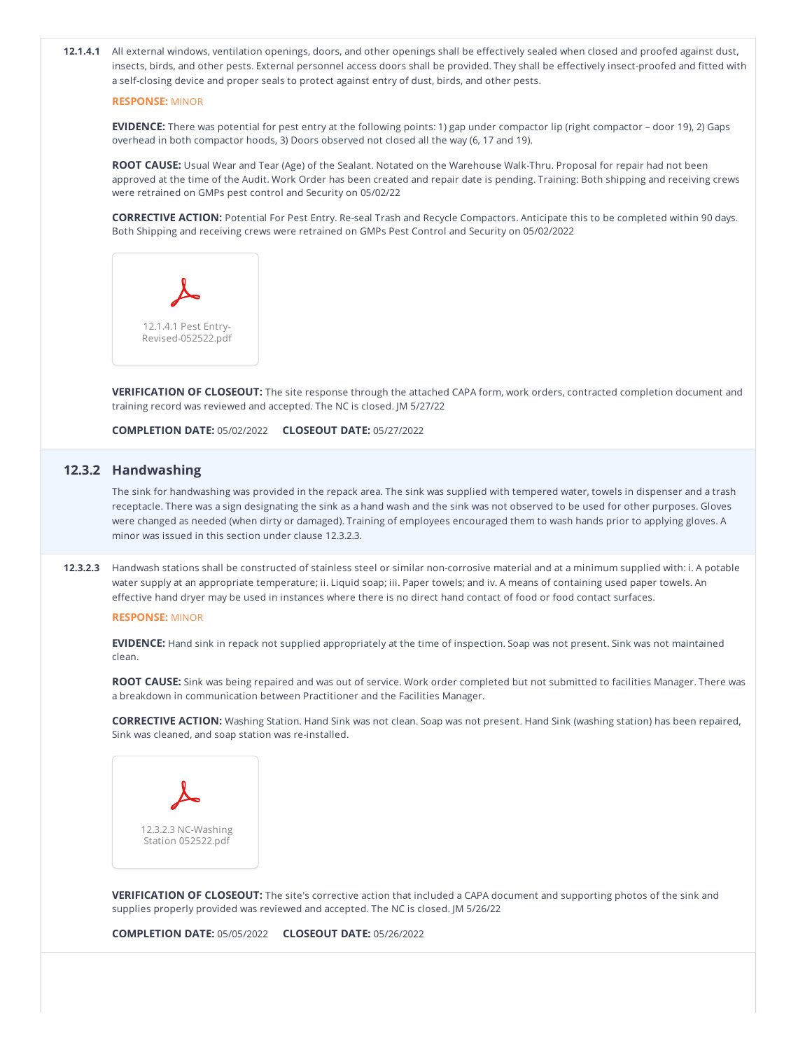**12.1.4.1** All external windows, ventilation openings, doors, and other openings shall be effectively sealed when closed and proofed against dust, insects, birds, and other pests. External personnel access doors shall be provided. They shall be effectively insect-proofed and fitted with a self-closing device and proper seals to protect against entry of dust, birds, and other pests.

**RESPONSE:** MINOR

**EVIDENCE:** There was potential for pest entry at the following points: 1) gap under compactor lip (right compactor – door 19), 2) Gaps overhead in both compactor hoods, 3) Doors observed not closed all the way (6, 17 and 19).

**ROOT CAUSE:** Usual Wear and Tear (Age) of the Sealant. Notated on the Warehouse Walk-Thru. Proposal for repair had not been approved at the time of the Audit. Work Order has been created and repair date is pending. Training: Both shipping and receiving crews were retrained on GMPs pest control and Security on 05/02/22

**CORRECTIVE ACTION:** Potential For Pest Entry. Re-seal Trash and Recycle Compactors. Anticipate this to be completed within 90 days. Both Shipping and receiving crews were retrained on GMPs Pest Control and Security on 05/02/2022

12.1.4.1 Pest Entry-Revised-052522.pdf

**VERIFICATION OF CLOSEOUT:** The site response through the attached CAPA form, work orders, contracted completion document and training record was reviewed and accepted. The NC is closed. JM 5/27/22

**COMPLETION DATE:** 05/02/2022 **CLOSEOUT DATE:** 05/27/2022

## 12.3.2 Handwashing

The sink for handwashing was provided in the repack area. The sink was supplied with tempered water, towels in dispenser and a trash receptacle. There was a sign designating the sink as a hand wash and the sink was not observed to be used for other purposes. Gloves were changed as needed (when dirty or damaged). Training of employees encouraged them to wash hands prior to applying gloves. A minor was issued in this section under clause 12.3.2.3.

**12.3.2.3** Handwash stations shall be constructed of stainless steel or similar non-corrosive material and at a minimum supplied with: i. A potable water supply at an appropriate temperature; ii. Liquid soap; iii. Paper towels; and iv. A means of containing used paper towels. An effective hand dryer may be used in instances where there is no direct hand contact of food or food contact surfaces.

**RESPONSE:** MINOR

**EVIDENCE:** Hand sink in repack not supplied appropriately at the time of inspection. Soap was not present. Sink was not maintained clean.

**ROOT CAUSE:** Sink was being repaired and was out of service. Work order completed but not submitted to facilities Manager. There was a breakdown in communication between Practitioner and the Facilities Manager.

**CORRECTIVE ACTION:** Washing Station. Hand Sink was not clean. Soap was not present. Hand Sink (washing station) has been repaired, Sink was cleaned, and soap station was re-installed.

12.3.2.3 NC-Washing Station 052522.pdf

**VERIFICATION OF CLOSEOUT:** The site's corrective action that included a CAPA document and supporting photos of the sink and supplies properly provided was reviewed and accepted. The NC is closed. JM 5/26/22

**COMPLETION DATE:** 05/05/2022 **CLOSEOUT DATE:** 05/26/2022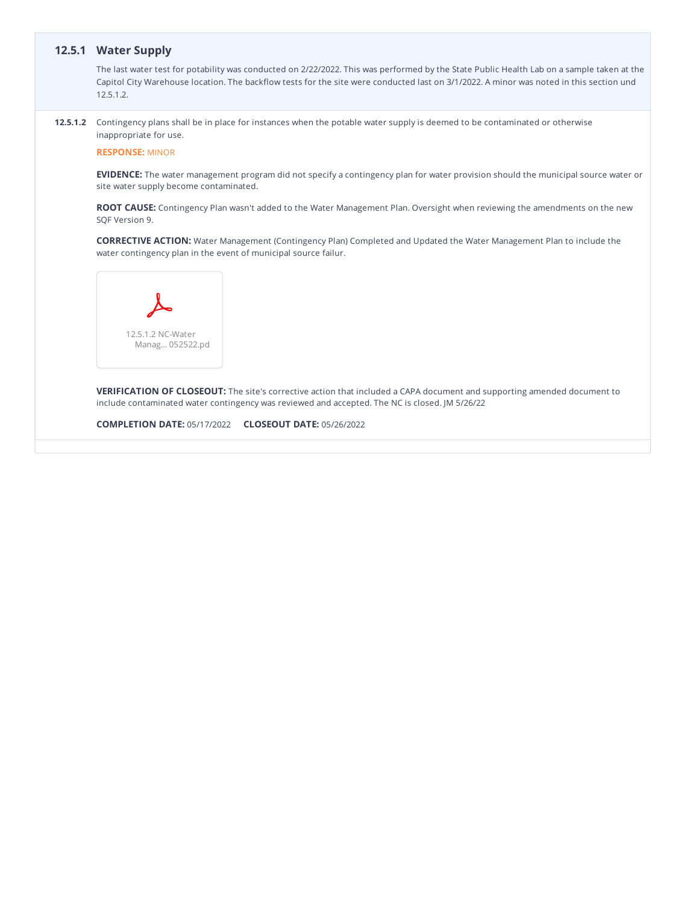## 12.5.1 Water Supply

The last water test for potability was conducted on 2/22/2022. This was performed by the State Public Health Lab on a sample taken at the Capitol City Warehouse location. The backflow tests for the site were conducted last on 3/1/2022. A minor was noted in this section und 12.5.1.2.

**12.5.1.2** Contingency plans shall be in place for instances when the potable water supply is deemed to be contaminated or otherwise inappropriate for use.

**RESPONSE:** MINOR

**EVIDENCE:** The water management program did not specify a contingency plan for water provision should the municipal source water or site water supply become contaminated.

**ROOT CAUSE:** Contingency Plan wasn't added to the Water Management Plan. Oversight when reviewing the amendments on the new SQF Version 9.

**CORRECTIVE ACTION:** Water Management (Contingency Plan) Completed and Updated the Water Management Plan to include the water contingency plan in the event of municipal source failur.

12.5.1.2 NC-Water Manag... 052522.pd

**VERIFICATION OF CLOSEOUT:** The site's corrective action that included a CAPA document and supporting amended document to include contaminated water contingency was reviewed and accepted. The NC is closed. JM 5/26/22

**COMPLETION DATE:** 05/17/2022 **CLOSEOUT DATE:** 05/26/2022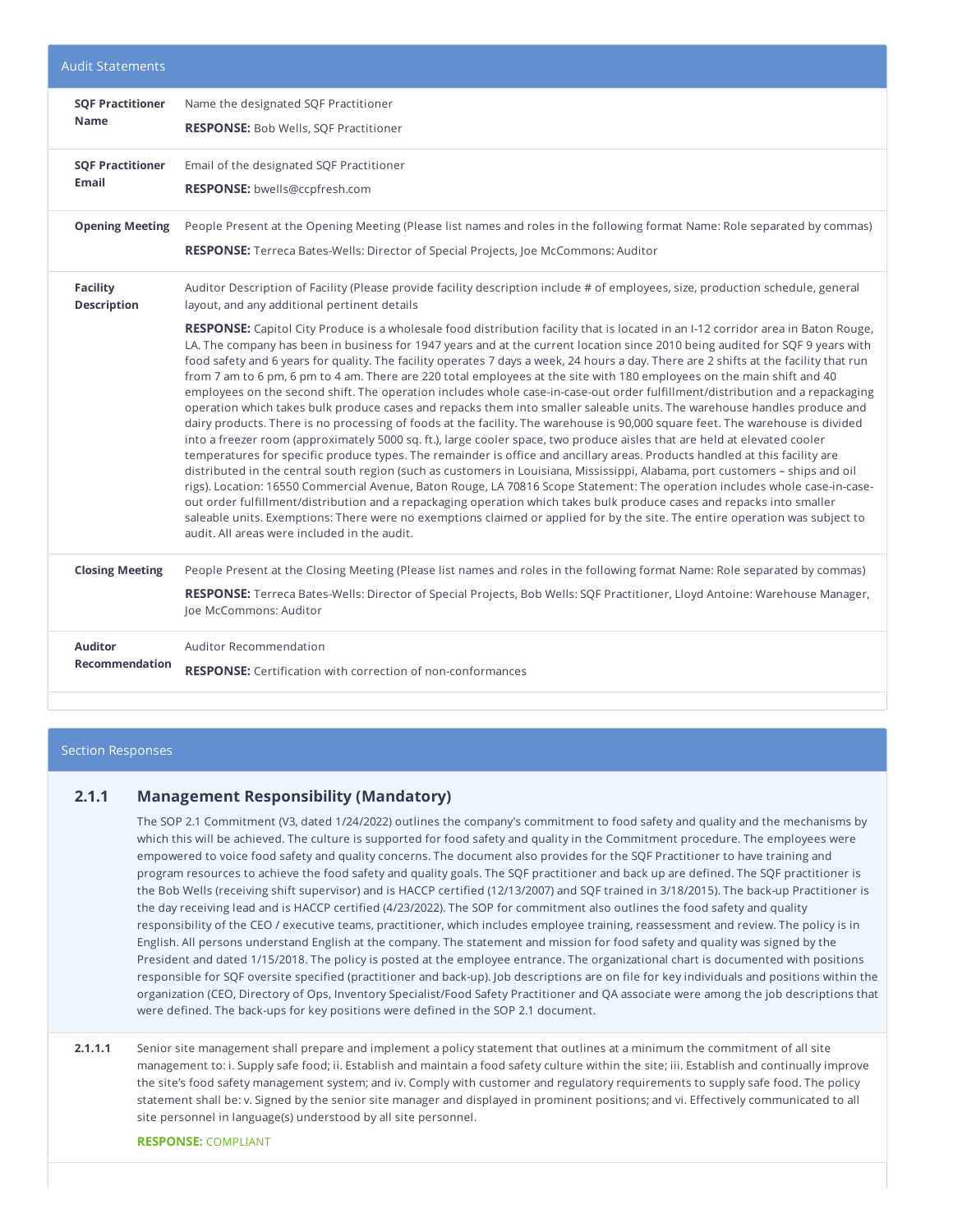## Audit Statements

| | |
|---|---|
| **SQF Practitioner Name** | Name the designated SQF Practitioner<br><br>**RESPONSE:** Bob Wells, SQF Practitioner |
| **SQF Practitioner Email** | Email of the designated SQF Practitioner<br><br>**RESPONSE:** bwells@ccpfresh.com |
| **Opening Meeting** | People Present at the Opening Meeting (Please list names and roles in the following format Name: Role separated by commas)<br><br>**RESPONSE:** Terreca Bates-Wells: Director of Special Projects, Joe McCommons: Auditor |
| **Facility Description** | Auditor Description of Facility (Please provide facility description include # of employees, size, production schedule, general layout, and any additional pertinent details<br><br>**RESPONSE:** Capitol City Produce is a wholesale food distribution facility that is located in an I-12 corridor area in Baton Rouge, LA. The company has been in business for 1947 years and at the current location since 2010 being audited for SQF 9 years with food safety and 6 years for quality. The facility operates 7 days a week, 24 hours a day. There are 2 shifts at the facility that run from 7 am to 6 pm, 6 pm to 4 am. There are 220 total employees at the site with 180 employees on the main shift and 40 employees on the second shift. The operation includes whole case-in-case-out order fulfillment/distribution and a repackaging operation which takes bulk produce cases and repacks them into smaller saleable units. The warehouse handles produce and dairy products. There is no processing of foods at the facility. The warehouse is 90,000 square feet. The warehouse is divided into a freezer room (approximately 5000 sq. ft.), large cooler space, two produce aisles that are held at elevated cooler temperatures for specific produce types. The remainder is office and ancillary areas. Products handled at this facility are distributed in the central south region (such as customers in Louisiana, Mississippi, Alabama, port customers – ships and oil rigs). Location: 16550 Commercial Avenue, Baton Rouge, LA 70816 Scope Statement: The operation includes whole case-in-case-out order fulfillment/distribution and a repackaging operation which takes bulk produce cases and repacks into smaller saleable units. Exemptions: There were no exemptions claimed or applied for by the site. The entire operation was subject to audit. All areas were included in the audit. |
| **Closing Meeting** | People Present at the Closing Meeting (Please list names and roles in the following format Name: Role separated by commas)<br><br>**RESPONSE:** Terreca Bates-Wells: Director of Special Projects, Bob Wells: SQF Practitioner, Lloyd Antoine: Warehouse Manager, Joe McCommons: Auditor |
| **Auditor Recommendation** | Auditor Recommendation<br><br>**RESPONSE:** Certification with correction of non-conformances |

## Section Responses

### 2.1.1 Management Responsibility (Mandatory)

The SOP 2.1 Commitment (V3, dated 1/24/2022) outlines the company's commitment to food safety and quality and the mechanisms by which this will be achieved. The culture is supported for food safety and quality in the Commitment procedure. The employees were empowered to voice food safety and quality concerns. The document also provides for the SQF Practitioner to have training and program resources to achieve the food safety and quality goals. The SQF practitioner and back up are defined. The SQF practitioner is the Bob Wells (receiving shift supervisor) and is HACCP certified (12/13/2007) and SQF trained in 3/18/2015). The back-up Practitioner is the day receiving lead and is HACCP certified (4/23/2022). The SOP for commitment also outlines the food safety and quality responsibility of the CEO / executive teams, practitioner, which includes employee training, reassessment and review. The policy is in English. All persons understand English at the company. The statement and mission for food safety and quality was signed by the President and dated 1/15/2018. The policy is posted at the employee entrance. The organizational chart is documented with positions responsible for SQF oversite specified (practitioner and back-up). Job descriptions are on file for key individuals and positions within the organization (CEO, Directory of Ops, Inventory Specialist/Food Safety Practitioner and QA associate were among the job descriptions that were defined. The back-ups for key positions were defined in the SOP 2.1 document.

**2.1.1.1** Senior site management shall prepare and implement a policy statement that outlines at a minimum the commitment of all site management to: i. Supply safe food; ii. Establish and maintain a food safety culture within the site; iii. Establish and continually improve the site's food safety management system; and iv. Comply with customer and regulatory requirements to supply safe food. The policy statement shall be: v. Signed by the senior site manager and displayed in prominent positions; and vi. Effectively communicated to all site personnel in language(s) understood by all site personnel.

**RESPONSE:** COMPLIANT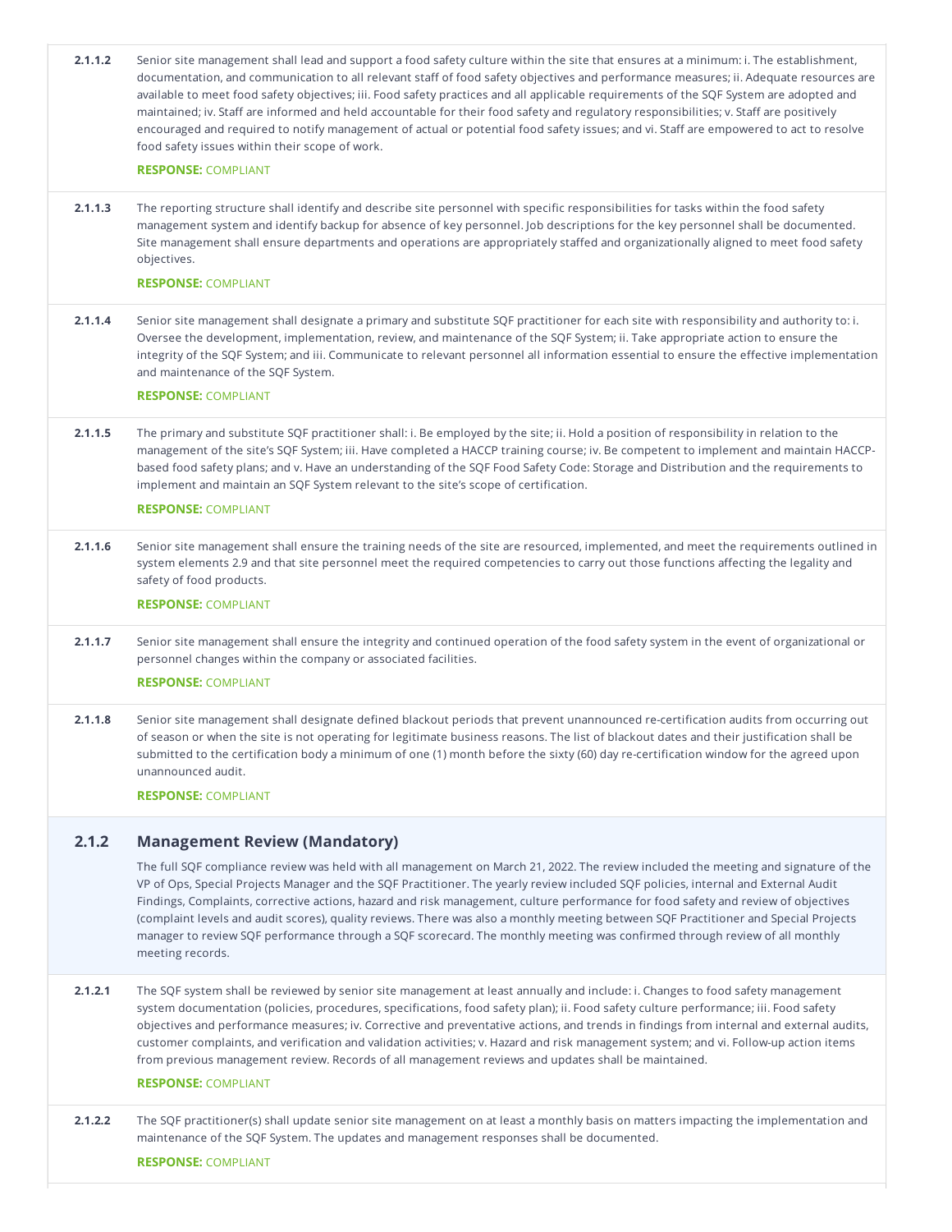**2.1.1.2** Senior site management shall lead and support a food safety culture within the site that ensures at a minimum: i. The establishment, documentation, and communication to all relevant staff of food safety objectives and performance measures; ii. Adequate resources are available to meet food safety objectives; iii. Food safety practices and all applicable requirements of the SQF System are adopted and maintained; iv. Staff are informed and held accountable for their food safety and regulatory responsibilities; v. Staff are positively encouraged and required to notify management of actual or potential food safety issues; and vi. Staff are empowered to act to resolve food safety issues within their scope of work.

**RESPONSE:** COMPLIANT

**2.1.1.3** The reporting structure shall identify and describe site personnel with specific responsibilities for tasks within the food safety management system and identify backup for absence of key personnel. Job descriptions for the key personnel shall be documented. Site management shall ensure departments and operations are appropriately staffed and organizationally aligned to meet food safety objectives.

**RESPONSE:** COMPLIANT

**2.1.1.4** Senior site management shall designate a primary and substitute SQF practitioner for each site with responsibility and authority to: i. Oversee the development, implementation, review, and maintenance of the SQF System; ii. Take appropriate action to ensure the integrity of the SQF System; and iii. Communicate to relevant personnel all information essential to ensure the effective implementation and maintenance of the SQF System.

**RESPONSE:** COMPLIANT

**2.1.1.5** The primary and substitute SQF practitioner shall: i. Be employed by the site; ii. Hold a position of responsibility in relation to the management of the site's SQF System; iii. Have completed a HACCP training course; iv. Be competent to implement and maintain HACCP-based food safety plans; and v. Have an understanding of the SQF Food Safety Code: Storage and Distribution and the requirements to implement and maintain an SQF System relevant to the site's scope of certification.

**RESPONSE:** COMPLIANT

**2.1.1.6** Senior site management shall ensure the training needs of the site are resourced, implemented, and meet the requirements outlined in system elements 2.9 and that site personnel meet the required competencies to carry out those functions affecting the legality and safety of food products.

**RESPONSE:** COMPLIANT

**2.1.1.7** Senior site management shall ensure the integrity and continued operation of the food safety system in the event of organizational or personnel changes within the company or associated facilities.

**RESPONSE:** COMPLIANT

**2.1.1.8** Senior site management shall designate defined blackout periods that prevent unannounced re-certification audits from occurring out of season or when the site is not operating for legitimate business reasons. The list of blackout dates and their justification shall be submitted to the certification body a minimum of one (1) month before the sixty (60) day re-certification window for the agreed upon unannounced audit.

**RESPONSE:** COMPLIANT

## 2.1.2 Management Review (Mandatory)

The full SQF compliance review was held with all management on March 21, 2022. The review included the meeting and signature of the VP of Ops, Special Projects Manager and the SQF Practitioner. The yearly review included SQF policies, internal and External Audit Findings, Complaints, corrective actions, hazard and risk management, culture performance for food safety and review of objectives (complaint levels and audit scores), quality reviews. There was also a monthly meeting between SQF Practitioner and Special Projects manager to review SQF performance through a SQF scorecard. The monthly meeting was confirmed through review of all monthly meeting records.

**2.1.2.1** The SQF system shall be reviewed by senior site management at least annually and include: i. Changes to food safety management system documentation (policies, procedures, specifications, food safety plan); ii. Food safety culture performance; iii. Food safety objectives and performance measures; iv. Corrective and preventative actions, and trends in findings from internal and external audits, customer complaints, and verification and validation activities; v. Hazard and risk management system; and vi. Follow-up action items from previous management review. Records of all management reviews and updates shall be maintained.

**RESPONSE:** COMPLIANT

**2.1.2.2** The SQF practitioner(s) shall update senior site management on at least a monthly basis on matters impacting the implementation and maintenance of the SQF System. The updates and management responses shall be documented.

**RESPONSE:** COMPLIANT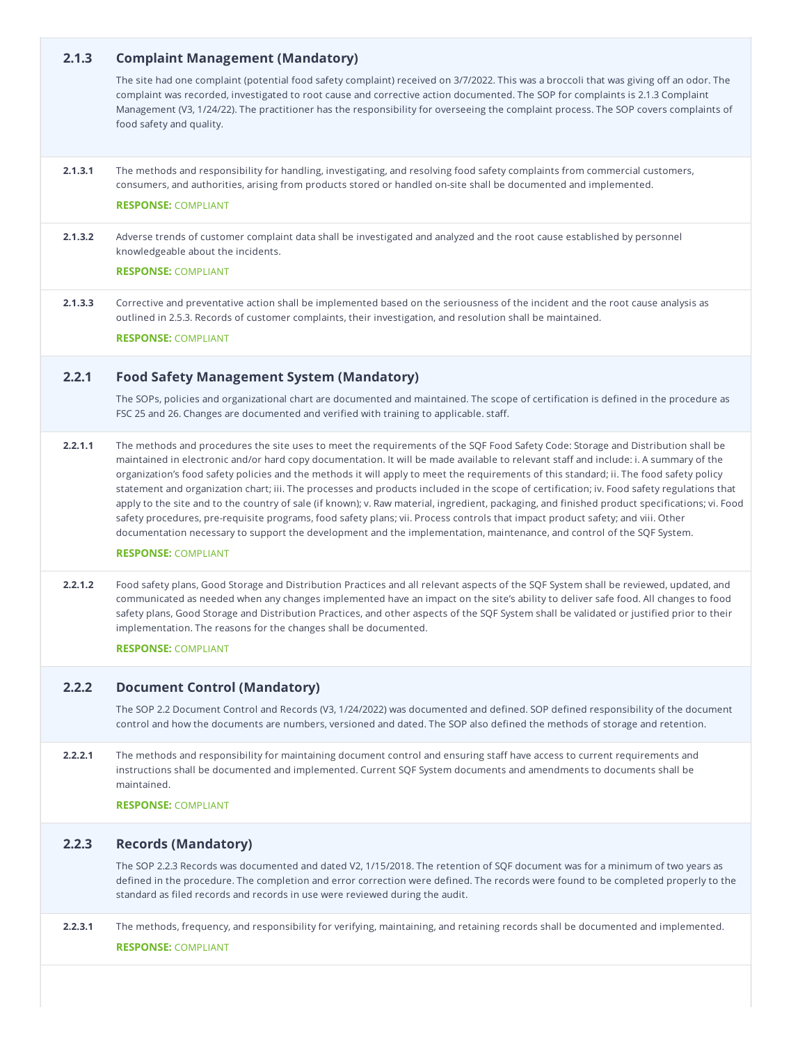### 2.1.3 Complaint Management (Mandatory)

The site had one complaint (potential food safety complaint) received on 3/7/2022. This was a broccoli that was giving off an odor. The complaint was recorded, investigated to root cause and corrective action documented. The SOP for complaints is 2.1.3 Complaint Management (V3, 1/24/22). The practitioner has the responsibility for overseeing the complaint process. The SOP covers complaints of food safety and quality.

**2.1.3.1** The methods and responsibility for handling, investigating, and resolving food safety complaints from commercial customers, consumers, and authorities, arising from products stored or handled on-site shall be documented and implemented.

**RESPONSE:** COMPLIANT

**2.1.3.2** Adverse trends of customer complaint data shall be investigated and analyzed and the root cause established by personnel knowledgeable about the incidents.

**RESPONSE:** COMPLIANT

**2.1.3.3** Corrective and preventative action shall be implemented based on the seriousness of the incident and the root cause analysis as outlined in 2.5.3. Records of customer complaints, their investigation, and resolution shall be maintained.

**RESPONSE:** COMPLIANT

### 2.2.1 Food Safety Management System (Mandatory)

The SOPs, policies and organizational chart are documented and maintained. The scope of certification is defined in the procedure as FSC 25 and 26. Changes are documented and verified with training to applicable. staff.

**2.2.1.1** The methods and procedures the site uses to meet the requirements of the SQF Food Safety Code: Storage and Distribution shall be maintained in electronic and/or hard copy documentation. It will be made available to relevant staff and include: i. A summary of the organization's food safety policies and the methods it will apply to meet the requirements of this standard; ii. The food safety policy statement and organization chart; iii. The processes and products included in the scope of certification; iv. Food safety regulations that apply to the site and to the country of sale (if known); v. Raw material, ingredient, packaging, and finished product specifications; vi. Food safety procedures, pre-requisite programs, food safety plans; vii. Process controls that impact product safety; and viii. Other documentation necessary to support the development and the implementation, maintenance, and control of the SQF System.

**RESPONSE:** COMPLIANT

**2.2.1.2** Food safety plans, Good Storage and Distribution Practices and all relevant aspects of the SQF System shall be reviewed, updated, and communicated as needed when any changes implemented have an impact on the site's ability to deliver safe food. All changes to food safety plans, Good Storage and Distribution Practices, and other aspects of the SQF System shall be validated or justified prior to their implementation. The reasons for the changes shall be documented.

**RESPONSE:** COMPLIANT

### 2.2.2 Document Control (Mandatory)

The SOP 2.2 Document Control and Records (V3, 1/24/2022) was documented and defined. SOP defined responsibility of the document control and how the documents are numbers, versioned and dated. The SOP also defined the methods of storage and retention.

**2.2.2.1** The methods and responsibility for maintaining document control and ensuring staff have access to current requirements and instructions shall be documented and implemented. Current SQF System documents and amendments to documents shall be maintained.

**RESPONSE:** COMPLIANT

### 2.2.3 Records (Mandatory)

The SOP 2.2.3 Records was documented and dated V2, 1/15/2018. The retention of SQF document was for a minimum of two years as defined in the procedure. The completion and error correction were defined. The records were found to be completed properly to the standard as filed records and records in use were reviewed during the audit.

**2.2.3.1** The methods, frequency, and responsibility for verifying, maintaining, and retaining records shall be documented and implemented.

**RESPONSE:** COMPLIANT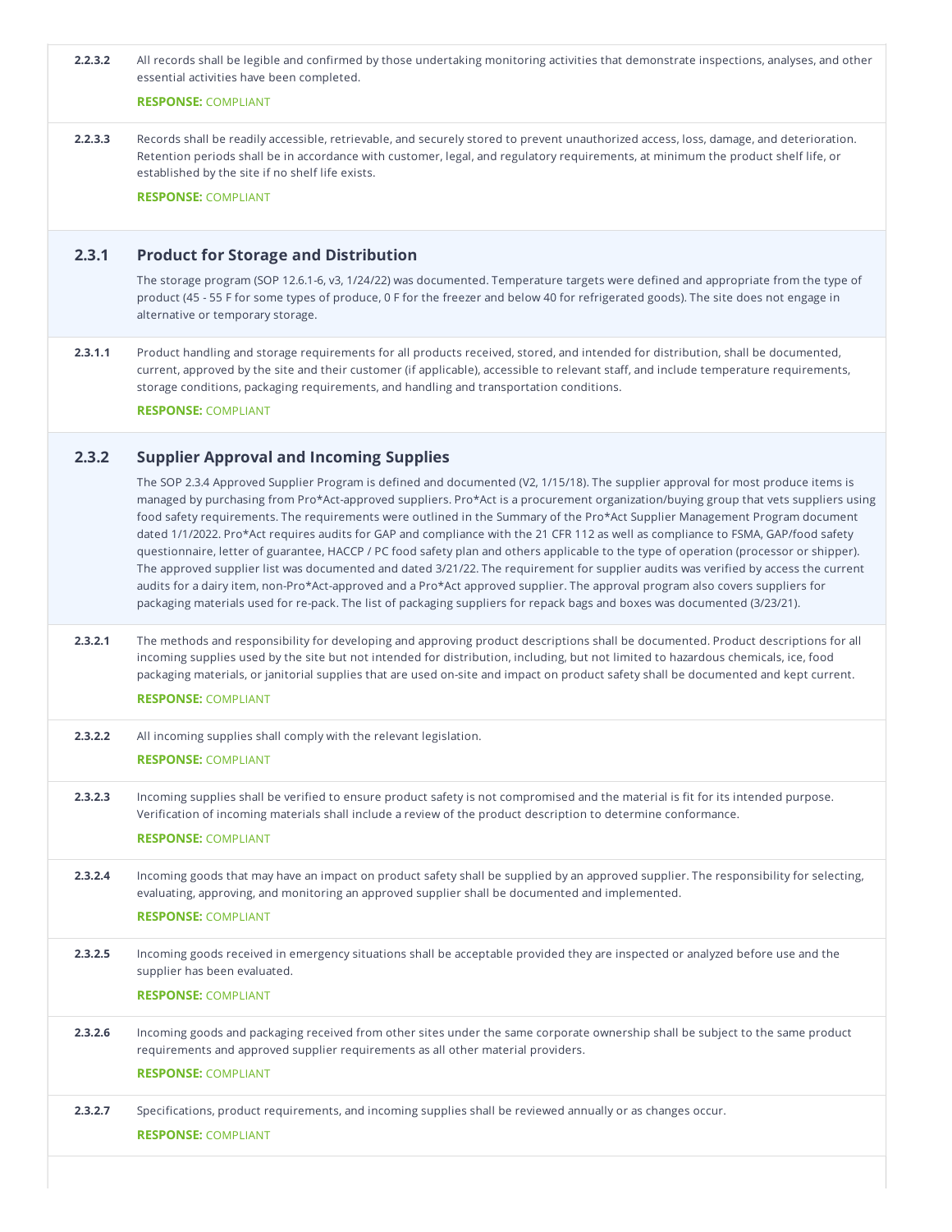**2.2.3.2** All records shall be legible and confirmed by those undertaking monitoring activities that demonstrate inspections, analyses, and other essential activities have been completed.

**RESPONSE:** COMPLIANT

**2.2.3.3** Records shall be readily accessible, retrievable, and securely stored to prevent unauthorized access, loss, damage, and deterioration. Retention periods shall be in accordance with customer, legal, and regulatory requirements, at minimum the product shelf life, or established by the site if no shelf life exists.

**RESPONSE:** COMPLIANT

## 2.3.1 Product for Storage and Distribution

The storage program (SOP 12.6.1-6, v3, 1/24/22) was documented. Temperature targets were defined and appropriate from the type of product (45 - 55 F for some types of produce, 0 F for the freezer and below 40 for refrigerated goods). The site does not engage in alternative or temporary storage.

**2.3.1.1** Product handling and storage requirements for all products received, stored, and intended for distribution, shall be documented, current, approved by the site and their customer (if applicable), accessible to relevant staff, and include temperature requirements, storage conditions, packaging requirements, and handling and transportation conditions.

**RESPONSE:** COMPLIANT

## 2.3.2 Supplier Approval and Incoming Supplies

The SOP 2.3.4 Approved Supplier Program is defined and documented (V2, 1/15/18). The supplier approval for most produce items is managed by purchasing from Pro*Act-approved suppliers. Pro*Act is a procurement organization/buying group that vets suppliers using food safety requirements. The requirements were outlined in the Summary of the Pro*Act Supplier Management Program document dated 1/1/2022. Pro*Act requires audits for GAP and compliance with the 21 CFR 112 as well as compliance to FSMA, GAP/food safety questionnaire, letter of guarantee, HACCP / PC food safety plan and others applicable to the type of operation (processor or shipper). The approved supplier list was documented and dated 3/21/22. The requirement for supplier audits was verified by access the current audits for a dairy item, non-Pro*Act-approved and a Pro*Act approved supplier. The approval program also covers suppliers for packaging materials used for re-pack. The list of packaging suppliers for repack bags and boxes was documented (3/23/21).

**2.3.2.1** The methods and responsibility for developing and approving product descriptions shall be documented. Product descriptions for all incoming supplies used by the site but not intended for distribution, including, but not limited to hazardous chemicals, ice, food packaging materials, or janitorial supplies that are used on-site and impact on product safety shall be documented and kept current.

**RESPONSE:** COMPLIANT

**2.3.2.2** All incoming supplies shall comply with the relevant legislation.

**RESPONSE:** COMPLIANT

**2.3.2.3** Incoming supplies shall be verified to ensure product safety is not compromised and the material is fit for its intended purpose. Verification of incoming materials shall include a review of the product description to determine conformance.

**RESPONSE:** COMPLIANT

**2.3.2.4** Incoming goods that may have an impact on product safety shall be supplied by an approved supplier. The responsibility for selecting, evaluating, approving, and monitoring an approved supplier shall be documented and implemented.

**RESPONSE:** COMPLIANT

**2.3.2.5** Incoming goods received in emergency situations shall be acceptable provided they are inspected or analyzed before use and the supplier has been evaluated.

**RESPONSE:** COMPLIANT

**2.3.2.6** Incoming goods and packaging received from other sites under the same corporate ownership shall be subject to the same product requirements and approved supplier requirements as all other material providers.

**RESPONSE:** COMPLIANT

**2.3.2.7** Specifications, product requirements, and incoming supplies shall be reviewed annually or as changes occur.

**RESPONSE:** COMPLIANT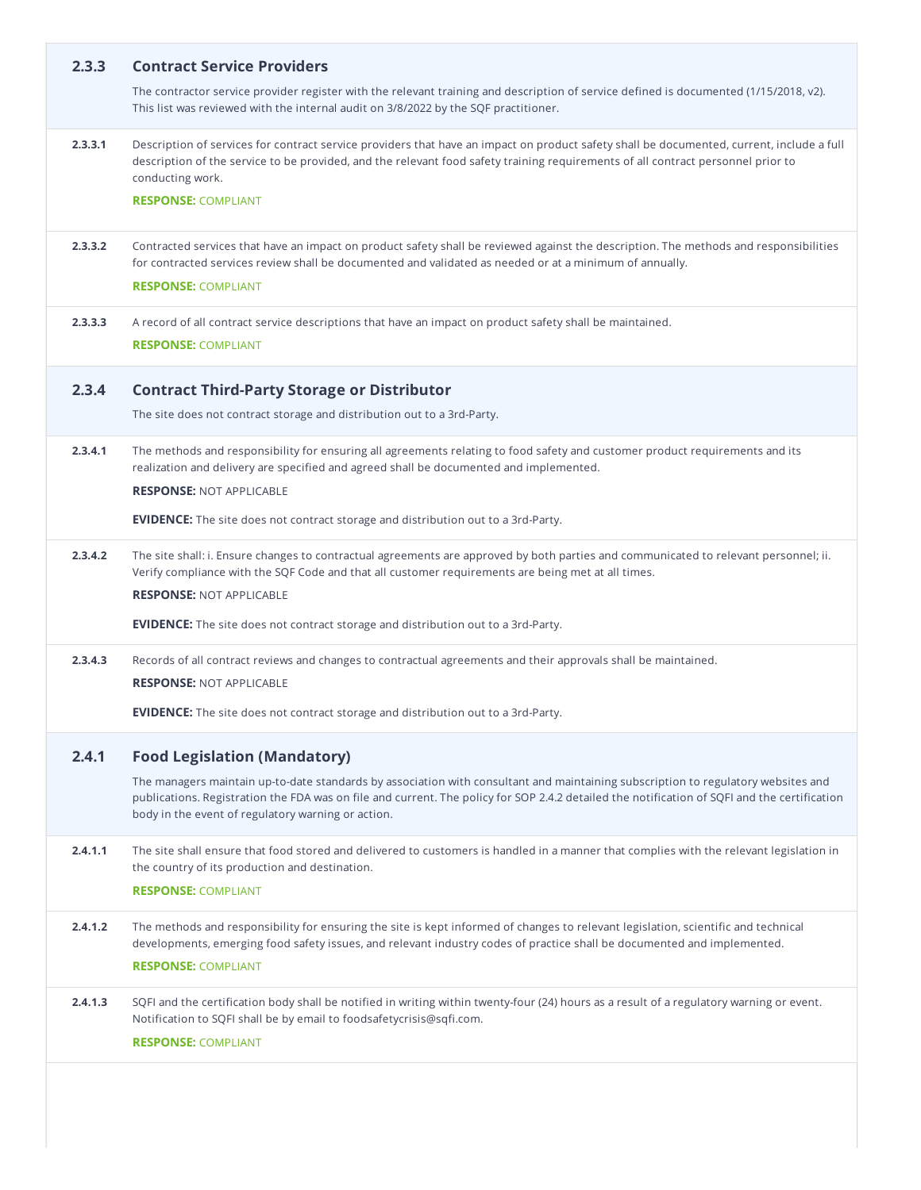### 2.3.3 Contract Service Providers

The contractor service provider register with the relevant training and description of service defined is documented (1/15/2018, v2). This list was reviewed with the internal audit on 3/8/2022 by the SQF practitioner.

**2.3.3.1** Description of services for contract service providers that have an impact on product safety shall be documented, current, include a full description of the service to be provided, and the relevant food safety training requirements of all contract personnel prior to conducting work.

**RESPONSE:** COMPLIANT

**2.3.3.2** Contracted services that have an impact on product safety shall be reviewed against the description. The methods and responsibilities for contracted services review shall be documented and validated as needed or at a minimum of annually.

**RESPONSE:** COMPLIANT

**2.3.3.3** A record of all contract service descriptions that have an impact on product safety shall be maintained.

**RESPONSE:** COMPLIANT

### 2.3.4 Contract Third-Party Storage or Distributor

The site does not contract storage and distribution out to a 3rd-Party.

**2.3.4.1** The methods and responsibility for ensuring all agreements relating to food safety and customer product requirements and its realization and delivery are specified and agreed shall be documented and implemented.

**RESPONSE:** NOT APPLICABLE

**EVIDENCE:** The site does not contract storage and distribution out to a 3rd-Party.

**2.3.4.2** The site shall: i. Ensure changes to contractual agreements are approved by both parties and communicated to relevant personnel; ii. Verify compliance with the SQF Code and that all customer requirements are being met at all times.

**RESPONSE:** NOT APPLICABLE

**EVIDENCE:** The site does not contract storage and distribution out to a 3rd-Party.

**2.3.4.3** Records of all contract reviews and changes to contractual agreements and their approvals shall be maintained.

**RESPONSE:** NOT APPLICABLE

**EVIDENCE:** The site does not contract storage and distribution out to a 3rd-Party.

### 2.4.1 Food Legislation (Mandatory)

The managers maintain up-to-date standards by association with consultant and maintaining subscription to regulatory websites and publications. Registration the FDA was on file and current. The policy for SOP 2.4.2 detailed the notification of SQFI and the certification body in the event of regulatory warning or action.

**2.4.1.1** The site shall ensure that food stored and delivered to customers is handled in a manner that complies with the relevant legislation in the country of its production and destination.

**RESPONSE:** COMPLIANT

**2.4.1.2** The methods and responsibility for ensuring the site is kept informed of changes to relevant legislation, scientific and technical developments, emerging food safety issues, and relevant industry codes of practice shall be documented and implemented.

**RESPONSE:** COMPLIANT

**2.4.1.3** SQFI and the certification body shall be notified in writing within twenty-four (24) hours as a result of a regulatory warning or event. Notification to SQFI shall be by email to foodsafetycrisis@sqfi.com.

**RESPONSE:** COMPLIANT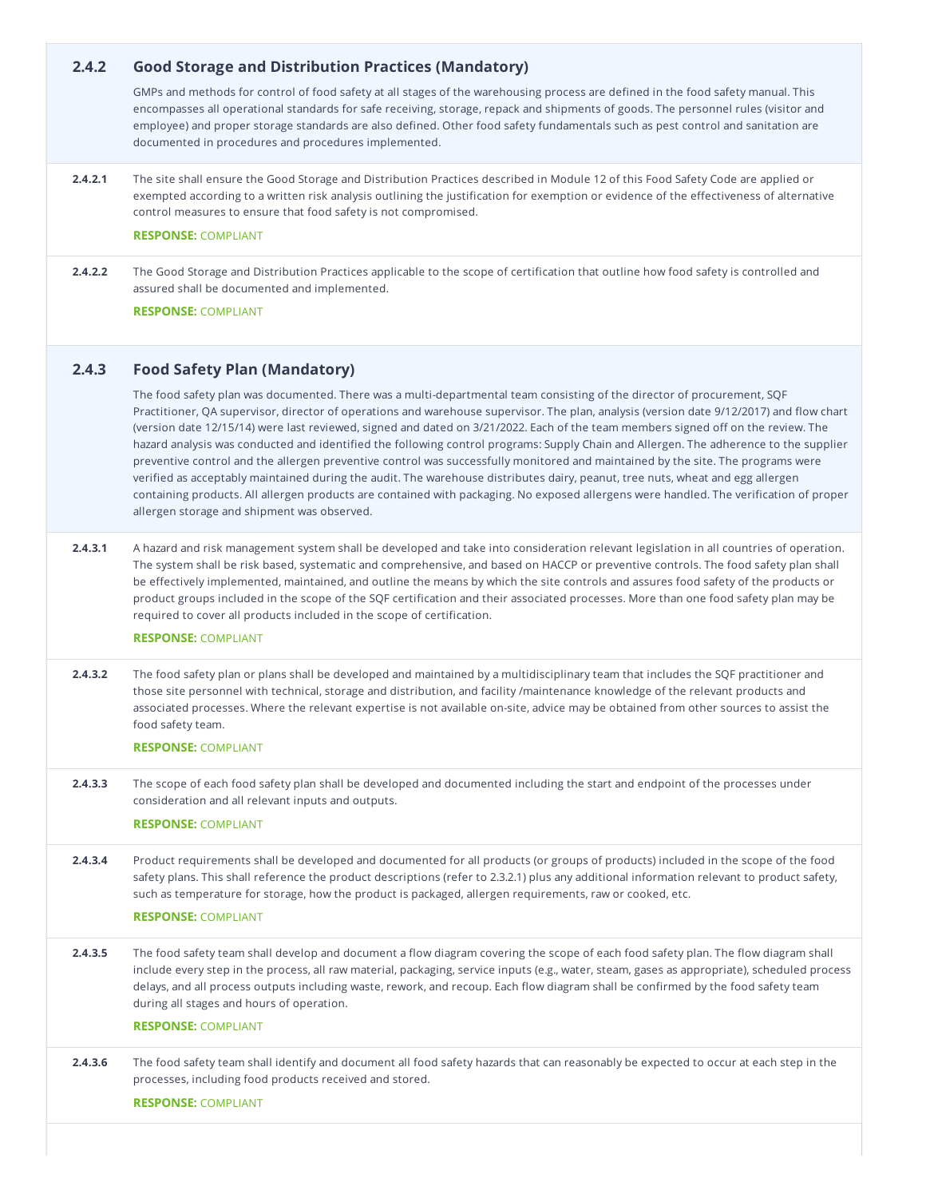## 2.4.2 Good Storage and Distribution Practices (Mandatory)

GMPs and methods for control of food safety at all stages of the warehousing process are defined in the food safety manual. This encompasses all operational standards for safe receiving, storage, repack and shipments of goods. The personnel rules (visitor and employee) and proper storage standards are also defined. Other food safety fundamentals such as pest control and sanitation are documented in procedures and procedures implemented.

**2.4.2.1** The site shall ensure the Good Storage and Distribution Practices described in Module 12 of this Food Safety Code are applied or exempted according to a written risk analysis outlining the justification for exemption or evidence of the effectiveness of alternative control measures to ensure that food safety is not compromised.

**RESPONSE:** COMPLIANT

**2.4.2.2** The Good Storage and Distribution Practices applicable to the scope of certification that outline how food safety is controlled and assured shall be documented and implemented.

**RESPONSE:** COMPLIANT

## 2.4.3 Food Safety Plan (Mandatory)

The food safety plan was documented. There was a multi-departmental team consisting of the director of procurement, SQF Practitioner, QA supervisor, director of operations and warehouse supervisor. The plan, analysis (version date 9/12/2017) and flow chart (version date 12/15/14) were last reviewed, signed and dated on 3/21/2022. Each of the team members signed off on the review. The hazard analysis was conducted and identified the following control programs: Supply Chain and Allergen. The adherence to the supplier preventive control and the allergen preventive control was successfully monitored and maintained by the site. The programs were verified as acceptably maintained during the audit. The warehouse distributes dairy, peanut, tree nuts, wheat and egg allergen containing products. All allergen products are contained with packaging. No exposed allergens were handled. The verification of proper allergen storage and shipment was observed.

**2.4.3.1** A hazard and risk management system shall be developed and take into consideration relevant legislation in all countries of operation. The system shall be risk based, systematic and comprehensive, and based on HACCP or preventive controls. The food safety plan shall be effectively implemented, maintained, and outline the means by which the site controls and assures food safety of the products or product groups included in the scope of the SQF certification and their associated processes. More than one food safety plan may be required to cover all products included in the scope of certification.

**RESPONSE:** COMPLIANT

**2.4.3.2** The food safety plan or plans shall be developed and maintained by a multidisciplinary team that includes the SQF practitioner and those site personnel with technical, storage and distribution, and facility /maintenance knowledge of the relevant products and associated processes. Where the relevant expertise is not available on-site, advice may be obtained from other sources to assist the food safety team.

**RESPONSE:** COMPLIANT

**2.4.3.3** The scope of each food safety plan shall be developed and documented including the start and endpoint of the processes under consideration and all relevant inputs and outputs.

**RESPONSE:** COMPLIANT

**2.4.3.4** Product requirements shall be developed and documented for all products (or groups of products) included in the scope of the food safety plans. This shall reference the product descriptions (refer to 2.3.2.1) plus any additional information relevant to product safety, such as temperature for storage, how the product is packaged, allergen requirements, raw or cooked, etc.

**RESPONSE:** COMPLIANT

**2.4.3.5** The food safety team shall develop and document a flow diagram covering the scope of each food safety plan. The flow diagram shall include every step in the process, all raw material, packaging, service inputs (e.g., water, steam, gases as appropriate), scheduled process delays, and all process outputs including waste, rework, and recoup. Each flow diagram shall be confirmed by the food safety team during all stages and hours of operation.

**RESPONSE:** COMPLIANT

**2.4.3.6** The food safety team shall identify and document all food safety hazards that can reasonably be expected to occur at each step in the processes, including food products received and stored.

**RESPONSE:** COMPLIANT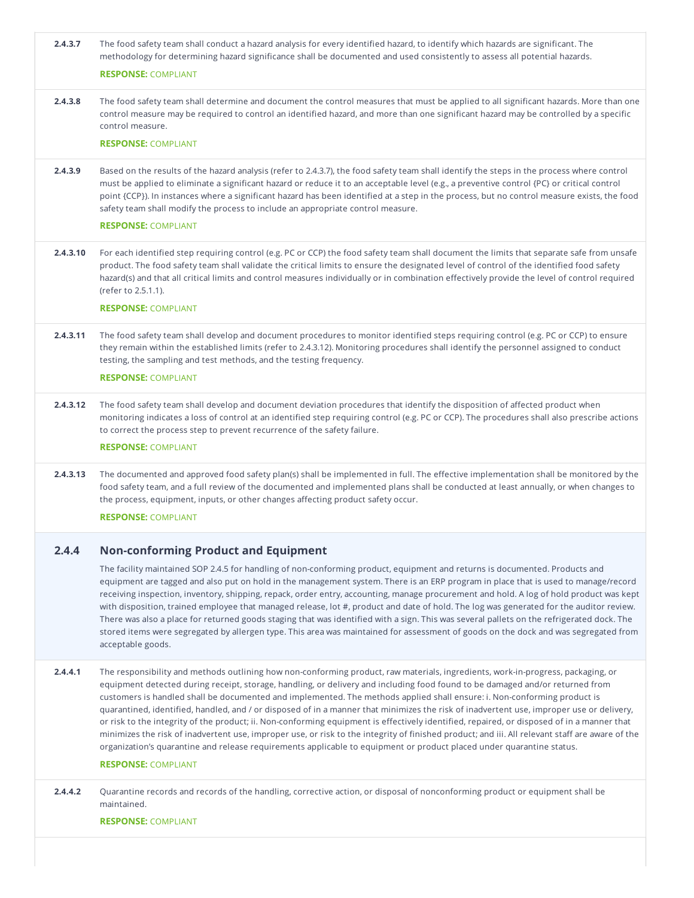**2.4.3.7** The food safety team shall conduct a hazard analysis for every identified hazard, to identify which hazards are significant. The methodology for determining hazard significance shall be documented and used consistently to assess all potential hazards.

**RESPONSE:** COMPLIANT

**2.4.3.8** The food safety team shall determine and document the control measures that must be applied to all significant hazards. More than one control measure may be required to control an identified hazard, and more than one significant hazard may be controlled by a specific control measure.

**RESPONSE:** COMPLIANT

**2.4.3.9** Based on the results of the hazard analysis (refer to 2.4.3.7), the food safety team shall identify the steps in the process where control must be applied to eliminate a significant hazard or reduce it to an acceptable level (e.g., a preventive control {PC} or critical control point {CCP}). In instances where a significant hazard has been identified at a step in the process, but no control measure exists, the food safety team shall modify the process to include an appropriate control measure.

**RESPONSE:** COMPLIANT

**2.4.3.10** For each identified step requiring control (e.g. PC or CCP) the food safety team shall document the limits that separate safe from unsafe product. The food safety team shall validate the critical limits to ensure the designated level of control of the identified food safety hazard(s) and that all critical limits and control measures individually or in combination effectively provide the level of control required (refer to 2.5.1.1).

**RESPONSE:** COMPLIANT

**2.4.3.11** The food safety team shall develop and document procedures to monitor identified steps requiring control (e.g. PC or CCP) to ensure they remain within the established limits (refer to 2.4.3.12). Monitoring procedures shall identify the personnel assigned to conduct testing, the sampling and test methods, and the testing frequency.

**RESPONSE:** COMPLIANT

**2.4.3.12** The food safety team shall develop and document deviation procedures that identify the disposition of affected product when monitoring indicates a loss of control at an identified step requiring control (e.g. PC or CCP). The procedures shall also prescribe actions to correct the process step to prevent recurrence of the safety failure.

**RESPONSE:** COMPLIANT

**2.4.3.13** The documented and approved food safety plan(s) shall be implemented in full. The effective implementation shall be monitored by the food safety team, and a full review of the documented and implemented plans shall be conducted at least annually, or when changes to the process, equipment, inputs, or other changes affecting product safety occur.

**RESPONSE:** COMPLIANT

## 2.4.4 Non-conforming Product and Equipment

The facility maintained SOP 2.4.5 for handling of non-conforming product, equipment and returns is documented. Products and equipment are tagged and also put on hold in the management system. There is an ERP program in place that is used to manage/record receiving inspection, inventory, shipping, repack, order entry, accounting, manage procurement and hold. A log of hold product was kept with disposition, trained employee that managed release, lot #, product and date of hold. The log was generated for the auditor review. There was also a place for returned goods staging that was identified with a sign. This was several pallets on the refrigerated dock. The stored items were segregated by allergen type. This area was maintained for assessment of goods on the dock and was segregated from acceptable goods.

**2.4.4.1** The responsibility and methods outlining how non-conforming product, raw materials, ingredients, work-in-process, packaging, or equipment detected during receipt, storage, handling, or delivery and including food found to be damaged and/or returned from customers is handled shall be documented and implemented. The methods applied shall ensure: i. Non-conforming product is quarantined, identified, handled, and / or disposed of in a manner that minimizes the risk of inadvertent use, improper use or delivery, or risk to the integrity of the product; ii. Non-conforming equipment is effectively identified, repaired, or disposed of in a manner that minimizes the risk of inadvertent use, improper use, or risk to the integrity of finished product; and iii. All relevant staff are aware of the organization's quarantine and release requirements applicable to equipment or product placed under quarantine status.

**RESPONSE:** COMPLIANT

**2.4.4.2** Quarantine records and records of the handling, corrective action, or disposal of nonconforming product or equipment shall be maintained.

**RESPONSE:** COMPLIANT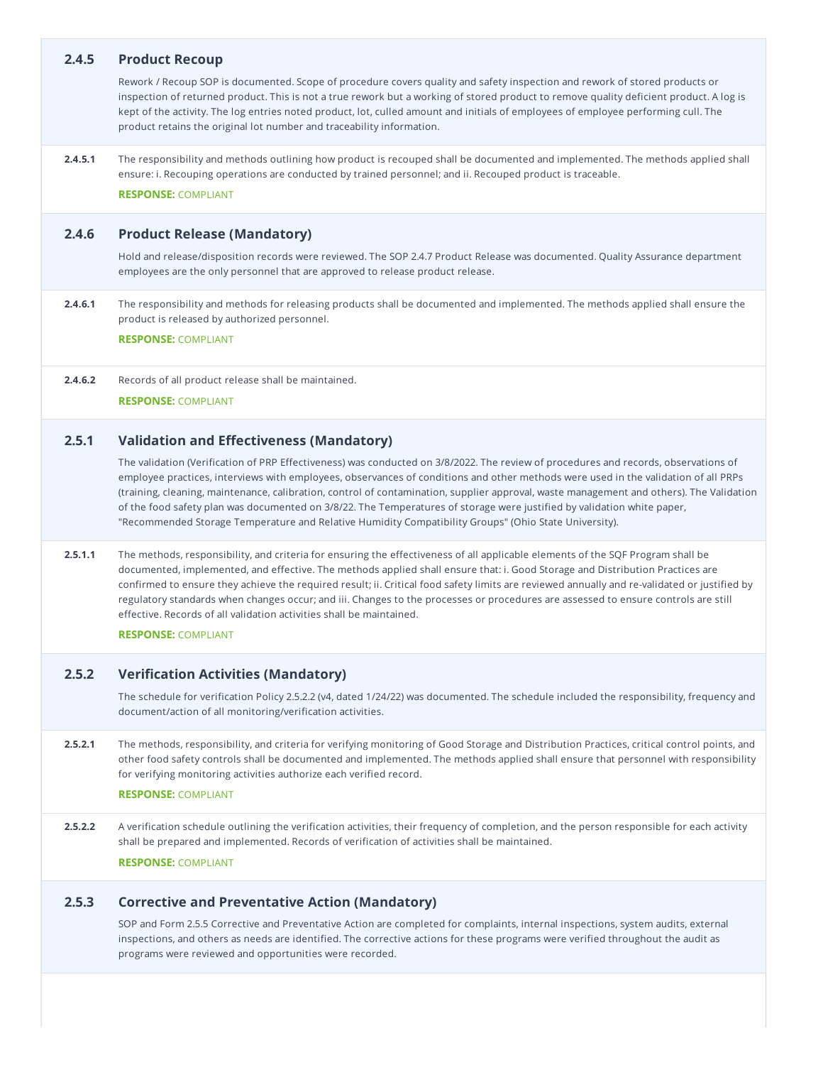### 2.4.5 Product Recoup

Rework / Recoup SOP is documented. Scope of procedure covers quality and safety inspection and rework of stored products or inspection of returned product. This is not a true rework but a working of stored product to remove quality deficient product. A log is kept of the activity. The log entries noted product, lot, culled amount and initials of employees of employee performing cull. The product retains the original lot number and traceability information.

**2.4.5.1** The responsibility and methods outlining how product is recouped shall be documented and implemented. The methods applied shall ensure: i. Recouping operations are conducted by trained personnel; and ii. Recouped product is traceable.

**RESPONSE:** COMPLIANT

### 2.4.6 Product Release (Mandatory)

Hold and release/disposition records were reviewed. The SOP 2.4.7 Product Release was documented. Quality Assurance department employees are the only personnel that are approved to release product release.

**2.4.6.1** The responsibility and methods for releasing products shall be documented and implemented. The methods applied shall ensure the product is released by authorized personnel.

**RESPONSE:** COMPLIANT

**2.4.6.2** Records of all product release shall be maintained.

**RESPONSE:** COMPLIANT

### 2.5.1 Validation and Effectiveness (Mandatory)

The validation (Verification of PRP Effectiveness) was conducted on 3/8/2022. The review of procedures and records, observations of employee practices, interviews with employees, observances of conditions and other methods were used in the validation of all PRPs (training, cleaning, maintenance, calibration, control of contamination, supplier approval, waste management and others). The Validation of the food safety plan was documented on 3/8/22. The Temperatures of storage were justified by validation white paper, "Recommended Storage Temperature and Relative Humidity Compatibility Groups" (Ohio State University).

**2.5.1.1** The methods, responsibility, and criteria for ensuring the effectiveness of all applicable elements of the SQF Program shall be documented, implemented, and effective. The methods applied shall ensure that: i. Good Storage and Distribution Practices are confirmed to ensure they achieve the required result; ii. Critical food safety limits are reviewed annually and re-validated or justified by regulatory standards when changes occur; and iii. Changes to the processes or procedures are assessed to ensure controls are still effective. Records of all validation activities shall be maintained.

**RESPONSE:** COMPLIANT

### 2.5.2 Verification Activities (Mandatory)

The schedule for verification Policy 2.5.2.2 (v4, dated 1/24/22) was documented. The schedule included the responsibility, frequency and document/action of all monitoring/verification activities.

**2.5.2.1** The methods, responsibility, and criteria for verifying monitoring of Good Storage and Distribution Practices, critical control points, and other food safety controls shall be documented and implemented. The methods applied shall ensure that personnel with responsibility for verifying monitoring activities authorize each verified record.

**RESPONSE:** COMPLIANT

**2.5.2.2** A verification schedule outlining the verification activities, their frequency of completion, and the person responsible for each activity shall be prepared and implemented. Records of verification of activities shall be maintained.

**RESPONSE:** COMPLIANT

### 2.5.3 Corrective and Preventative Action (Mandatory)

SOP and Form 2.5.5 Corrective and Preventative Action are completed for complaints, internal inspections, system audits, external inspections, and others as needs are identified. The corrective actions for these programs were verified throughout the audit as programs were reviewed and opportunities were recorded.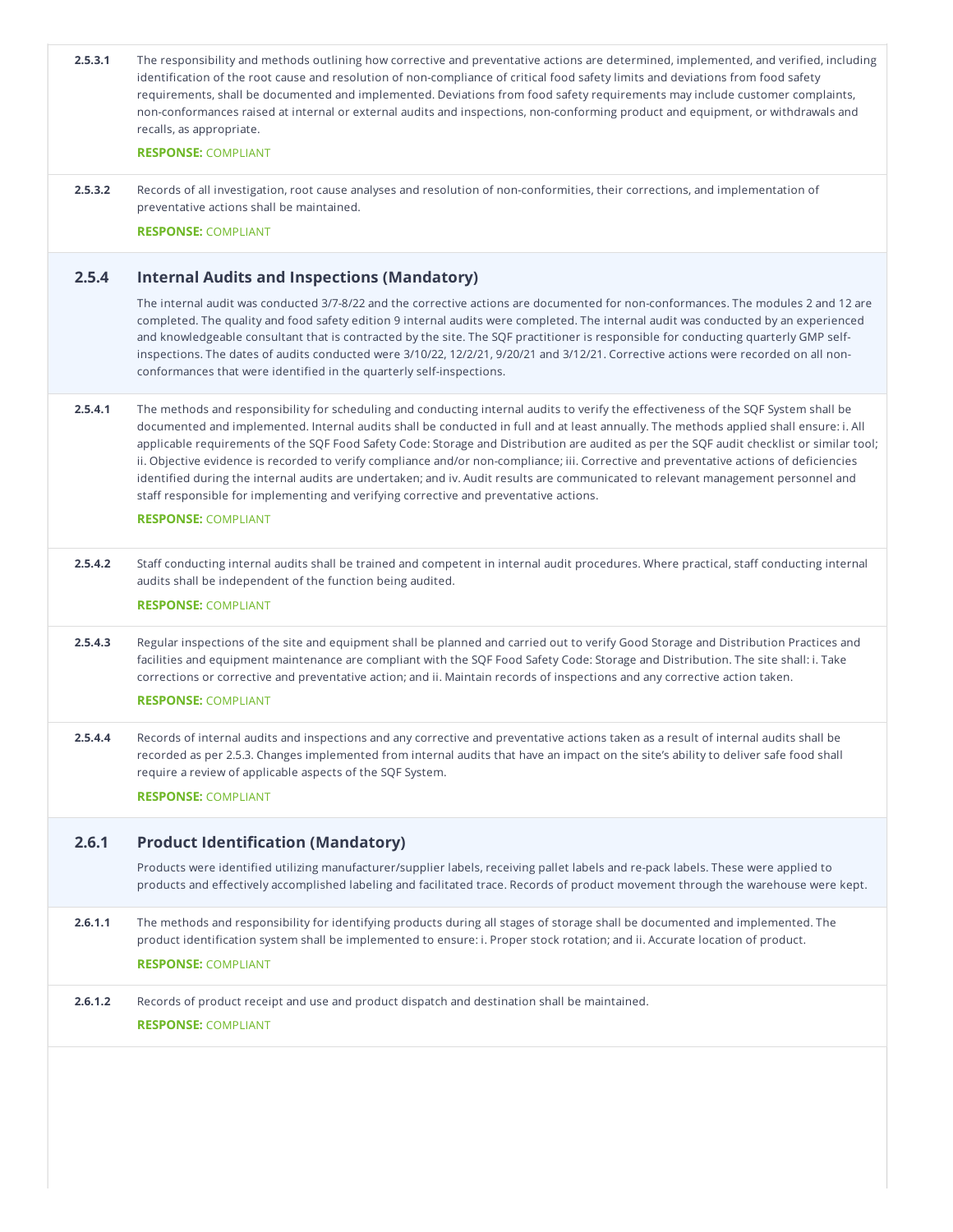**2.5.3.1** The responsibility and methods outlining how corrective and preventative actions are determined, implemented, and verified, including identification of the root cause and resolution of non-compliance of critical food safety limits and deviations from food safety requirements, shall be documented and implemented. Deviations from food safety requirements may include customer complaints, non-conformances raised at internal or external audits and inspections, non-conforming product and equipment, or withdrawals and recalls, as appropriate.

**RESPONSE:** COMPLIANT

**2.5.3.2** Records of all investigation, root cause analyses and resolution of non-conformities, their corrections, and implementation of preventative actions shall be maintained.

**RESPONSE:** COMPLIANT

## 2.5.4 Internal Audits and Inspections (Mandatory)

The internal audit was conducted 3/7-8/22 and the corrective actions are documented for non-conformances. The modules 2 and 12 are completed. The quality and food safety edition 9 internal audits were completed. The internal audit was conducted by an experienced and knowledgeable consultant that is contracted by the site. The SQF practitioner is responsible for conducting quarterly GMP self-inspections. The dates of audits conducted were 3/10/22, 12/2/21, 9/20/21 and 3/12/21. Corrective actions were recorded on all non-conformances that were identified in the quarterly self-inspections.

**2.5.4.1** The methods and responsibility for scheduling and conducting internal audits to verify the effectiveness of the SQF System shall be documented and implemented. Internal audits shall be conducted in full and at least annually. The methods applied shall ensure: i. All applicable requirements of the SQF Food Safety Code: Storage and Distribution are audited as per the SQF audit checklist or similar tool; ii. Objective evidence is recorded to verify compliance and/or non-compliance; iii. Corrective and preventative actions of deficiencies identified during the internal audits are undertaken; and iv. Audit results are communicated to relevant management personnel and staff responsible for implementing and verifying corrective and preventative actions.

**RESPONSE:** COMPLIANT

**2.5.4.2** Staff conducting internal audits shall be trained and competent in internal audit procedures. Where practical, staff conducting internal audits shall be independent of the function being audited.

**RESPONSE:** COMPLIANT

**2.5.4.3** Regular inspections of the site and equipment shall be planned and carried out to verify Good Storage and Distribution Practices and facilities and equipment maintenance are compliant with the SQF Food Safety Code: Storage and Distribution. The site shall: i. Take corrections or corrective and preventative action; and ii. Maintain records of inspections and any corrective action taken.

**RESPONSE:** COMPLIANT

**2.5.4.4** Records of internal audits and inspections and any corrective and preventative actions taken as a result of internal audits shall be recorded as per 2.5.3. Changes implemented from internal audits that have an impact on the site's ability to deliver safe food shall require a review of applicable aspects of the SQF System.

**RESPONSE:** COMPLIANT

## 2.6.1 Product Identification (Mandatory)

Products were identified utilizing manufacturer/supplier labels, receiving pallet labels and re-pack labels. These were applied to products and effectively accomplished labeling and facilitated trace. Records of product movement through the warehouse were kept.

**2.6.1.1** The methods and responsibility for identifying products during all stages of storage shall be documented and implemented. The product identification system shall be implemented to ensure: i. Proper stock rotation; and ii. Accurate location of product.

**RESPONSE:** COMPLIANT

**2.6.1.2** Records of product receipt and use and product dispatch and destination shall be maintained.

**RESPONSE:** COMPLIANT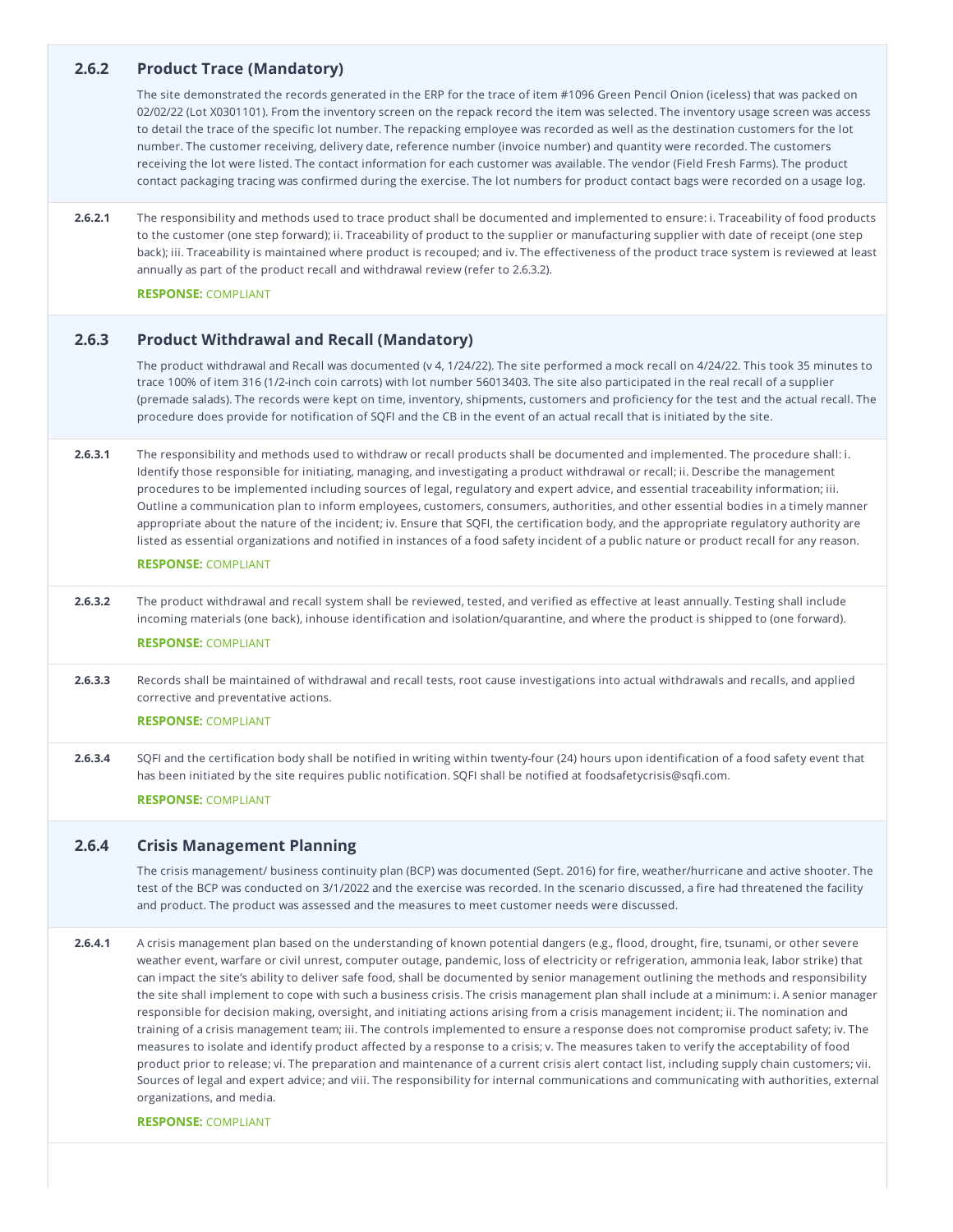### 2.6.2 Product Trace (Mandatory)

The site demonstrated the records generated in the ERP for the trace of item #1096 Green Pencil Onion (iceless) that was packed on 02/02/22 (Lot X0301101). From the inventory screen on the repack record the item was selected. The inventory usage screen was access to detail the trace of the specific lot number. The repacking employee was recorded as well as the destination customers for the lot number. The customer receiving, delivery date, reference number (invoice number) and quantity were recorded. The customers receiving the lot were listed. The contact information for each customer was available. The vendor (Field Fresh Farms). The product contact packaging tracing was confirmed during the exercise. The lot numbers for product contact bags were recorded on a usage log.

**2.6.2.1** The responsibility and methods used to trace product shall be documented and implemented to ensure: i. Traceability of food products to the customer (one step forward); ii. Traceability of product to the supplier or manufacturing supplier with date of receipt (one step back); iii. Traceability is maintained where product is recouped; and iv. The effectiveness of the product trace system is reviewed at least annually as part of the product recall and withdrawal review (refer to 2.6.3.2).

**RESPONSE:** COMPLIANT

### 2.6.3 Product Withdrawal and Recall (Mandatory)

The product withdrawal and Recall was documented (v 4, 1/24/22). The site performed a mock recall on 4/24/22. This took 35 minutes to trace 100% of item 316 (1/2-inch coin carrots) with lot number 56013403. The site also participated in the real recall of a supplier (premade salads). The records were kept on time, inventory, shipments, customers and proficiency for the test and the actual recall. The procedure does provide for notification of SQFI and the CB in the event of an actual recall that is initiated by the site.

**2.6.3.1** The responsibility and methods used to withdraw or recall products shall be documented and implemented. The procedure shall: i. Identify those responsible for initiating, managing, and investigating a product withdrawal or recall; ii. Describe the management procedures to be implemented including sources of legal, regulatory and expert advice, and essential traceability information; iii. Outline a communication plan to inform employees, customers, consumers, authorities, and other essential bodies in a timely manner appropriate about the nature of the incident; iv. Ensure that SQFI, the certification body, and the appropriate regulatory authority are listed as essential organizations and notified in instances of a food safety incident of a public nature or product recall for any reason.

**RESPONSE:** COMPLIANT

**2.6.3.2** The product withdrawal and recall system shall be reviewed, tested, and verified as effective at least annually. Testing shall include incoming materials (one back), inhouse identification and isolation/quarantine, and where the product is shipped to (one forward).

**RESPONSE:** COMPLIANT

**2.6.3.3** Records shall be maintained of withdrawal and recall tests, root cause investigations into actual withdrawals and recalls, and applied corrective and preventative actions.

**RESPONSE:** COMPLIANT

**2.6.3.4** SQFI and the certification body shall be notified in writing within twenty-four (24) hours upon identification of a food safety event that has been initiated by the site requires public notification. SQFI shall be notified at foodsafetycrisis@sqfi.com.

**RESPONSE:** COMPLIANT

### 2.6.4 Crisis Management Planning

The crisis management/ business continuity plan (BCP) was documented (Sept. 2016) for fire, weather/hurricane and active shooter. The test of the BCP was conducted on 3/1/2022 and the exercise was recorded. In the scenario discussed, a fire had threatened the facility and product. The product was assessed and the measures to meet customer needs were discussed.

**2.6.4.1** A crisis management plan based on the understanding of known potential dangers (e.g., flood, drought, fire, tsunami, or other severe weather event, warfare or civil unrest, computer outage, pandemic, loss of electricity or refrigeration, ammonia leak, labor strike) that can impact the site's ability to deliver safe food, shall be documented by senior management outlining the methods and responsibility the site shall implement to cope with such a business crisis. The crisis management plan shall include at a minimum: i. A senior manager responsible for decision making, oversight, and initiating actions arising from a crisis management incident; ii. The nomination and training of a crisis management team; iii. The controls implemented to ensure a response does not compromise product safety; iv. The measures to isolate and identify product affected by a response to a crisis; v. The measures taken to verify the acceptability of food product prior to release; vi. The preparation and maintenance of a current crisis alert contact list, including supply chain customers; vii. Sources of legal and expert advice; and viii. The responsibility for internal communications and communicating with authorities, external organizations, and media.

**RESPONSE:** COMPLIANT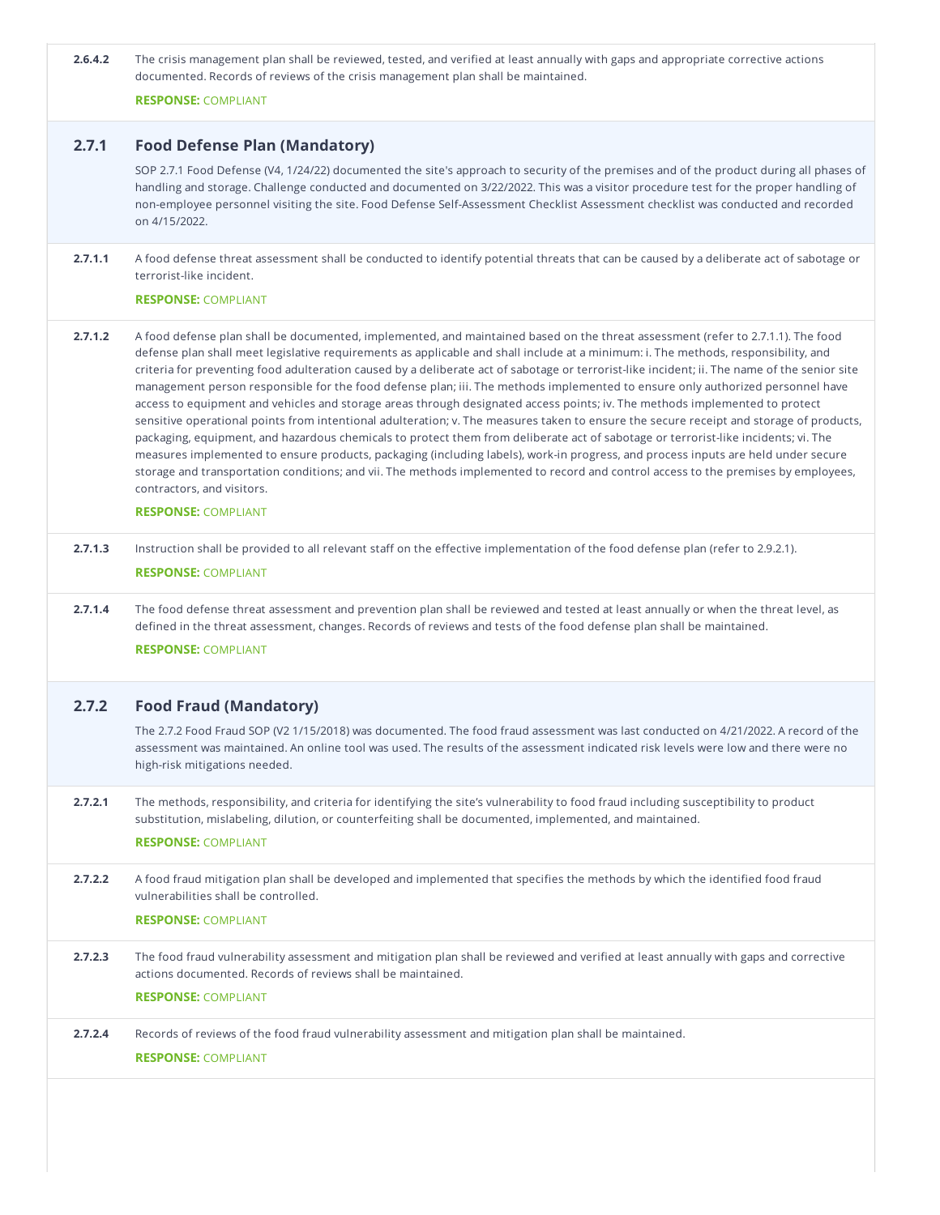**2.6.4.2** The crisis management plan shall be reviewed, tested, and verified at least annually with gaps and appropriate corrective actions documented. Records of reviews of the crisis management plan shall be maintained.

**RESPONSE:** COMPLIANT

## 2.7.1 Food Defense Plan (Mandatory)

SOP 2.7.1 Food Defense (V4, 1/24/22) documented the site's approach to security of the premises and of the product during all phases of handling and storage. Challenge conducted and documented on 3/22/2022. This was a visitor procedure test for the proper handling of non-employee personnel visiting the site. Food Defense Self-Assessment Checklist Assessment checklist was conducted and recorded on 4/15/2022.

**2.7.1.1** A food defense threat assessment shall be conducted to identify potential threats that can be caused by a deliberate act of sabotage or terrorist-like incident.

**RESPONSE:** COMPLIANT

**2.7.1.2** A food defense plan shall be documented, implemented, and maintained based on the threat assessment (refer to 2.7.1.1). The food defense plan shall meet legislative requirements as applicable and shall include at a minimum: i. The methods, responsibility, and criteria for preventing food adulteration caused by a deliberate act of sabotage or terrorist-like incident; ii. The name of the senior site management person responsible for the food defense plan; iii. The methods implemented to ensure only authorized personnel have access to equipment and vehicles and storage areas through designated access points; iv. The methods implemented to protect sensitive operational points from intentional adulteration; v. The measures taken to ensure the secure receipt and storage of products, packaging, equipment, and hazardous chemicals to protect them from deliberate act of sabotage or terrorist-like incidents; vi. The measures implemented to ensure products, packaging (including labels), work-in progress, and process inputs are held under secure storage and transportation conditions; and vii. The methods implemented to record and control access to the premises by employees, contractors, and visitors.

**RESPONSE:** COMPLIANT

**2.7.1.3** Instruction shall be provided to all relevant staff on the effective implementation of the food defense plan (refer to 2.9.2.1).

**RESPONSE:** COMPLIANT

**2.7.1.4** The food defense threat assessment and prevention plan shall be reviewed and tested at least annually or when the threat level, as defined in the threat assessment, changes. Records of reviews and tests of the food defense plan shall be maintained.

**RESPONSE:** COMPLIANT

## 2.7.2 Food Fraud (Mandatory)

The 2.7.2 Food Fraud SOP (V2 1/15/2018) was documented. The food fraud assessment was last conducted on 4/21/2022. A record of the assessment was maintained. An online tool was used. The results of the assessment indicated risk levels were low and there were no high-risk mitigations needed.

**2.7.2.1** The methods, responsibility, and criteria for identifying the site's vulnerability to food fraud including susceptibility to product substitution, mislabeling, dilution, or counterfeiting shall be documented, implemented, and maintained.

**RESPONSE:** COMPLIANT

**2.7.2.2** A food fraud mitigation plan shall be developed and implemented that specifies the methods by which the identified food fraud vulnerabilities shall be controlled.

**RESPONSE:** COMPLIANT

**2.7.2.3** The food fraud vulnerability assessment and mitigation plan shall be reviewed and verified at least annually with gaps and corrective actions documented. Records of reviews shall be maintained.

**RESPONSE:** COMPLIANT

**2.7.2.4** Records of reviews of the food fraud vulnerability assessment and mitigation plan shall be maintained.

**RESPONSE:** COMPLIANT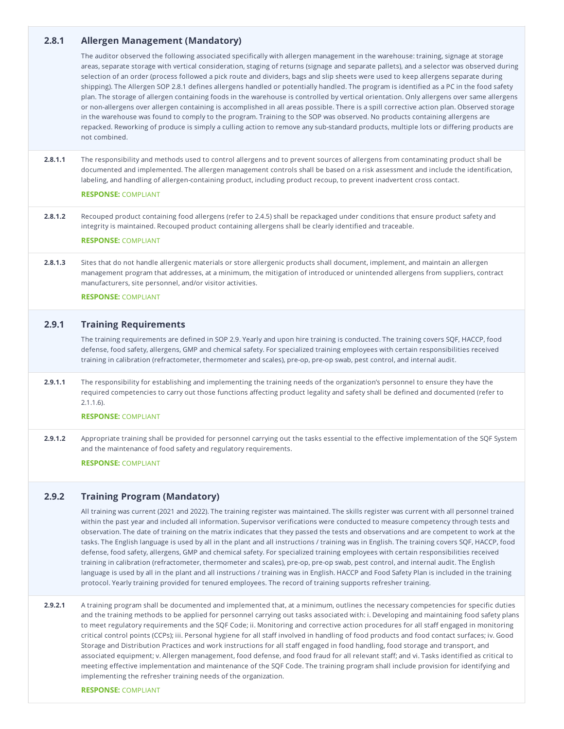## 2.8.1 Allergen Management (Mandatory)

The auditor observed the following associated specifically with allergen management in the warehouse: training, signage at storage areas, separate storage with vertical consideration, staging of returns (signage and separate pallets), and a selector was observed during selection of an order (process followed a pick route and dividers, bags and slip sheets were used to keep allergens separate during shipping). The Allergen SOP 2.8.1 defines allergens handled or potentially handled. The program is identified as a PC in the food safety plan. The storage of allergen containing foods in the warehouse is controlled by vertical orientation. Only allergens over same allergens or non-allergens over allergen containing is accomplished in all areas possible. There is a spill corrective action plan. Observed storage in the warehouse was found to comply to the program. Training to the SOP was observed. No products containing allergens are repacked. Reworking of produce is simply a culling action to remove any sub-standard products, multiple lots or differing products are not combined.

**2.8.1.1** The responsibility and methods used to control allergens and to prevent sources of allergens from contaminating product shall be documented and implemented. The allergen management controls shall be based on a risk assessment and include the identification, labeling, and handling of allergen-containing product, including product recoup, to prevent inadvertent cross contact.

**RESPONSE:** COMPLIANT

**2.8.1.2** Recouped product containing food allergens (refer to 2.4.5) shall be repackaged under conditions that ensure product safety and integrity is maintained. Recouped product containing allergens shall be clearly identified and traceable.

**RESPONSE:** COMPLIANT

**2.8.1.3** Sites that do not handle allergenic materials or store allergenic products shall document, implement, and maintain an allergen management program that addresses, at a minimum, the mitigation of introduced or unintended allergens from suppliers, contract manufacturers, site personnel, and/or visitor activities.

**RESPONSE:** COMPLIANT

## 2.9.1 Training Requirements

The training requirements are defined in SOP 2.9. Yearly and upon hire training is conducted. The training covers SQF, HACCP, food defense, food safety, allergens, GMP and chemical safety. For specialized training employees with certain responsibilities received training in calibration (refractometer, thermometer and scales), pre-op, pre-op swab, pest control, and internal audit.

**2.9.1.1** The responsibility for establishing and implementing the training needs of the organization's personnel to ensure they have the required competencies to carry out those functions affecting product legality and safety shall be defined and documented (refer to 2.1.1.6).

**RESPONSE:** COMPLIANT

**2.9.1.2** Appropriate training shall be provided for personnel carrying out the tasks essential to the effective implementation of the SQF System and the maintenance of food safety and regulatory requirements.

**RESPONSE:** COMPLIANT

## 2.9.2 Training Program (Mandatory)

All training was current (2021 and 2022). The training register was maintained. The skills register was current with all personnel trained within the past year and included all information. Supervisor verifications were conducted to measure competency through tests and observation. The date of training on the matrix indicates that they passed the tests and observations and are competent to work at the tasks. The English language is used by all in the plant and all instructions / training was in English. The training covers SQF, HACCP, food defense, food safety, allergens, GMP and chemical safety. For specialized training employees with certain responsibilities received training in calibration (refractometer, thermometer and scales), pre-op, pre-op swab, pest control, and internal audit. The English language is used by all in the plant and all instructions / training was in English. HACCP and Food Safety Plan is included in the training protocol. Yearly training provided for tenured employees. The record of training supports refresher training.

**2.9.2.1** A training program shall be documented and implemented that, at a minimum, outlines the necessary competencies for specific duties and the training methods to be applied for personnel carrying out tasks associated with: i. Developing and maintaining food safety plans to meet regulatory requirements and the SQF Code; ii. Monitoring and corrective action procedures for all staff engaged in monitoring critical control points (CCPs); iii. Personal hygiene for all staff involved in handling of food products and food contact surfaces; iv. Good Storage and Distribution Practices and work instructions for all staff engaged in food handling, food storage and transport, and associated equipment; v. Allergen management, food defense, and food fraud for all relevant staff; and vi. Tasks identified as critical to meeting effective implementation and maintenance of the SQF Code. The training program shall include provision for identifying and implementing the refresher training needs of the organization.

**RESPONSE:** COMPLIANT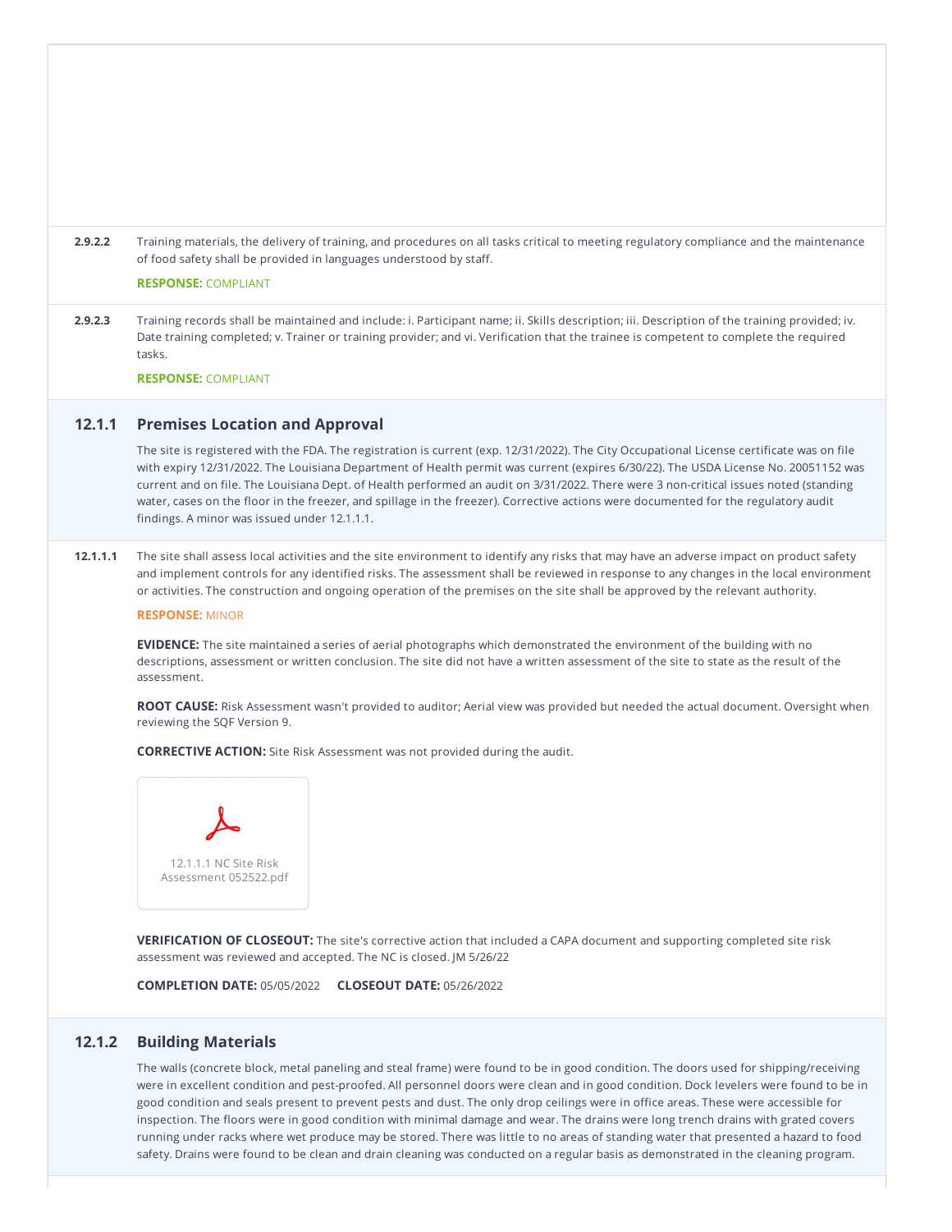**2.9.2.2** Training materials, the delivery of training, and procedures on all tasks critical to meeting regulatory compliance and the maintenance of food safety shall be provided in languages understood by staff.

**RESPONSE:** COMPLIANT

**2.9.2.3** Training records shall be maintained and include: i. Participant name; ii. Skills description; iii. Description of the training provided; iv. Date training completed; v. Trainer or training provider; and vi. Verification that the trainee is competent to complete the required tasks.

**RESPONSE:** COMPLIANT

## 12.1.1 Premises Location and Approval

The site is registered with the FDA. The registration is current (exp. 12/31/2022). The City Occupational License certificate was on file with expiry 12/31/2022. The Louisiana Department of Health permit was current (expires 6/30/22). The USDA License No. 20051152 was current and on file. The Louisiana Dept. of Health performed an audit on 3/31/2022. There were 3 non-critical issues noted (standing water, cases on the floor in the freezer, and spillage in the freezer). Corrective actions were documented for the regulatory audit findings. A minor was issued under 12.1.1.1.

**12.1.1.1** The site shall assess local activities and the site environment to identify any risks that may have an adverse impact on product safety and implement controls for any identified risks. The assessment shall be reviewed in response to any changes in the local environment or activities. The construction and ongoing operation of the premises on the site shall be approved by the relevant authority.

**RESPONSE:** MINOR

**EVIDENCE:** The site maintained a series of aerial photographs which demonstrated the environment of the building with no descriptions, assessment or written conclusion. The site did not have a written assessment of the site to state as the result of the assessment.

**ROOT CAUSE:** Risk Assessment wasn't provided to auditor; Aerial view was provided but needed the actual document. Oversight when reviewing the SQF Version 9.

**CORRECTIVE ACTION:** Site Risk Assessment was not provided during the audit.

12.1.1.1 NC Site Risk Assessment 052522.pdf

**VERIFICATION OF CLOSEOUT:** The site's corrective action that included a CAPA document and supporting completed site risk assessment was reviewed and accepted. The NC is closed. JM 5/26/22

**COMPLETION DATE:** 05/05/2022 **CLOSEOUT DATE:** 05/26/2022

## 12.1.2 Building Materials

The walls (concrete block, metal paneling and steal frame) were found to be in good condition. The doors used for shipping/receiving were in excellent condition and pest-proofed. All personnel doors were clean and in good condition. Dock levelers were found to be in good condition and seals present to prevent pests and dust. The only drop ceilings were in office areas. These were accessible for inspection. The floors were in good condition with minimal damage and wear. The drains were long trench drains with grated covers running under racks where wet produce may be stored. There was little to no areas of standing water that presented a hazard to food safety. Drains were found to be clean and drain cleaning was conducted on a regular basis as demonstrated in the cleaning program.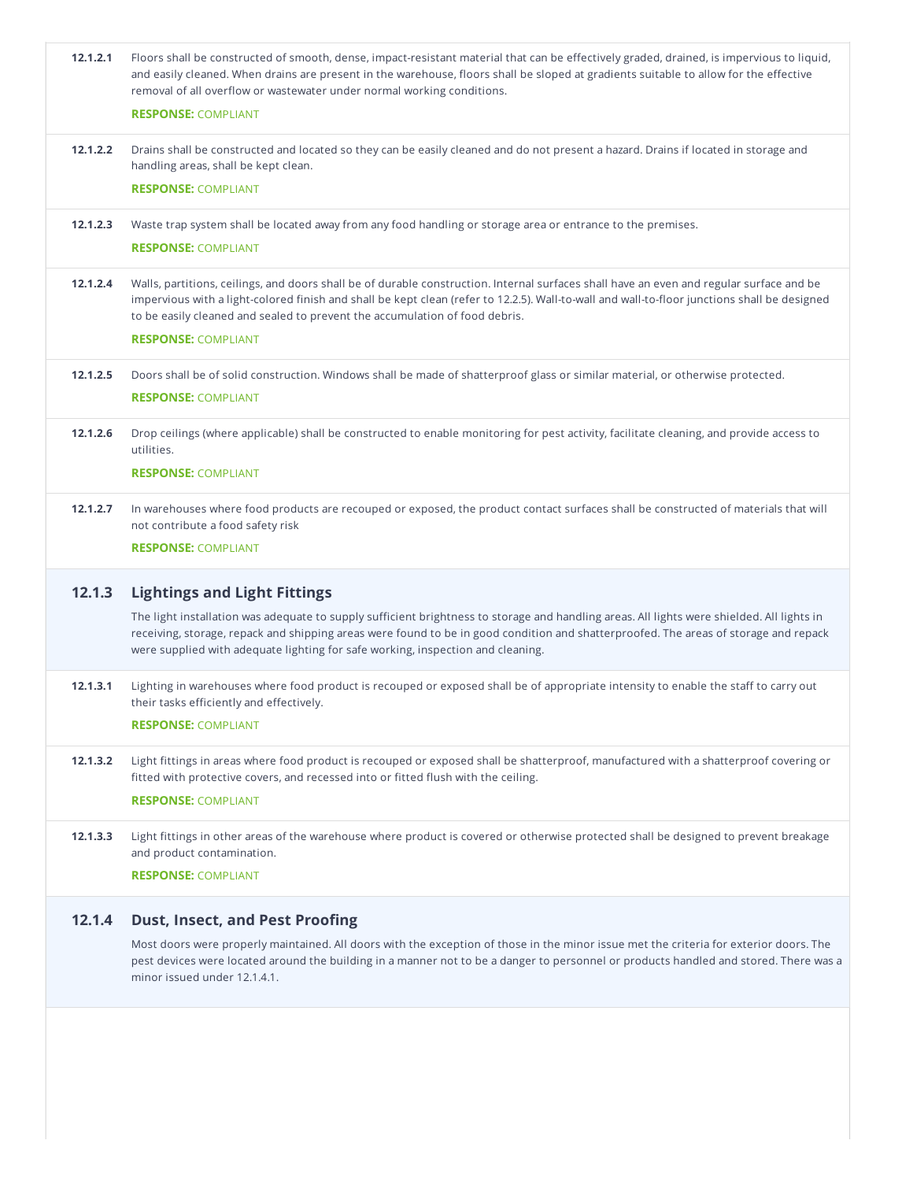**12.1.2.1** Floors shall be constructed of smooth, dense, impact-resistant material that can be effectively graded, drained, is impervious to liquid, and easily cleaned. When drains are present in the warehouse, floors shall be sloped at gradients suitable to allow for the effective removal of all overflow or wastewater under normal working conditions.

**RESPONSE:** COMPLIANT

**12.1.2.2** Drains shall be constructed and located so they can be easily cleaned and do not present a hazard. Drains if located in storage and handling areas, shall be kept clean.

**RESPONSE:** COMPLIANT

**12.1.2.3** Waste trap system shall be located away from any food handling or storage area or entrance to the premises.

**RESPONSE:** COMPLIANT

**12.1.2.4** Walls, partitions, ceilings, and doors shall be of durable construction. Internal surfaces shall have an even and regular surface and be impervious with a light-colored finish and shall be kept clean (refer to 12.2.5). Wall-to-wall and wall-to-floor junctions shall be designed to be easily cleaned and sealed to prevent the accumulation of food debris.

**RESPONSE:** COMPLIANT

**12.1.2.5** Doors shall be of solid construction. Windows shall be made of shatterproof glass or similar material, or otherwise protected.

**RESPONSE:** COMPLIANT

**12.1.2.6** Drop ceilings (where applicable) shall be constructed to enable monitoring for pest activity, facilitate cleaning, and provide access to utilities.

**RESPONSE:** COMPLIANT

**12.1.2.7** In warehouses where food products are recouped or exposed, the product contact surfaces shall be constructed of materials that will not contribute a food safety risk

**RESPONSE:** COMPLIANT

## 12.1.3 Lightings and Light Fittings

The light installation was adequate to supply sufficient brightness to storage and handling areas. All lights were shielded. All lights in receiving, storage, repack and shipping areas were found to be in good condition and shatterproofed. The areas of storage and repack were supplied with adequate lighting for safe working, inspection and cleaning.

**12.1.3.1** Lighting in warehouses where food product is recouped or exposed shall be of appropriate intensity to enable the staff to carry out their tasks efficiently and effectively.

**RESPONSE:** COMPLIANT

**12.1.3.2** Light fittings in areas where food product is recouped or exposed shall be shatterproof, manufactured with a shatterproof covering or fitted with protective covers, and recessed into or fitted flush with the ceiling.

**RESPONSE:** COMPLIANT

**12.1.3.3** Light fittings in other areas of the warehouse where product is covered or otherwise protected shall be designed to prevent breakage and product contamination.

**RESPONSE:** COMPLIANT

## 12.1.4 Dust, Insect, and Pest Proofing

Most doors were properly maintained. All doors with the exception of those in the minor issue met the criteria for exterior doors. The pest devices were located around the building in a manner not to be a danger to personnel or products handled and stored. There was a minor issued under 12.1.4.1.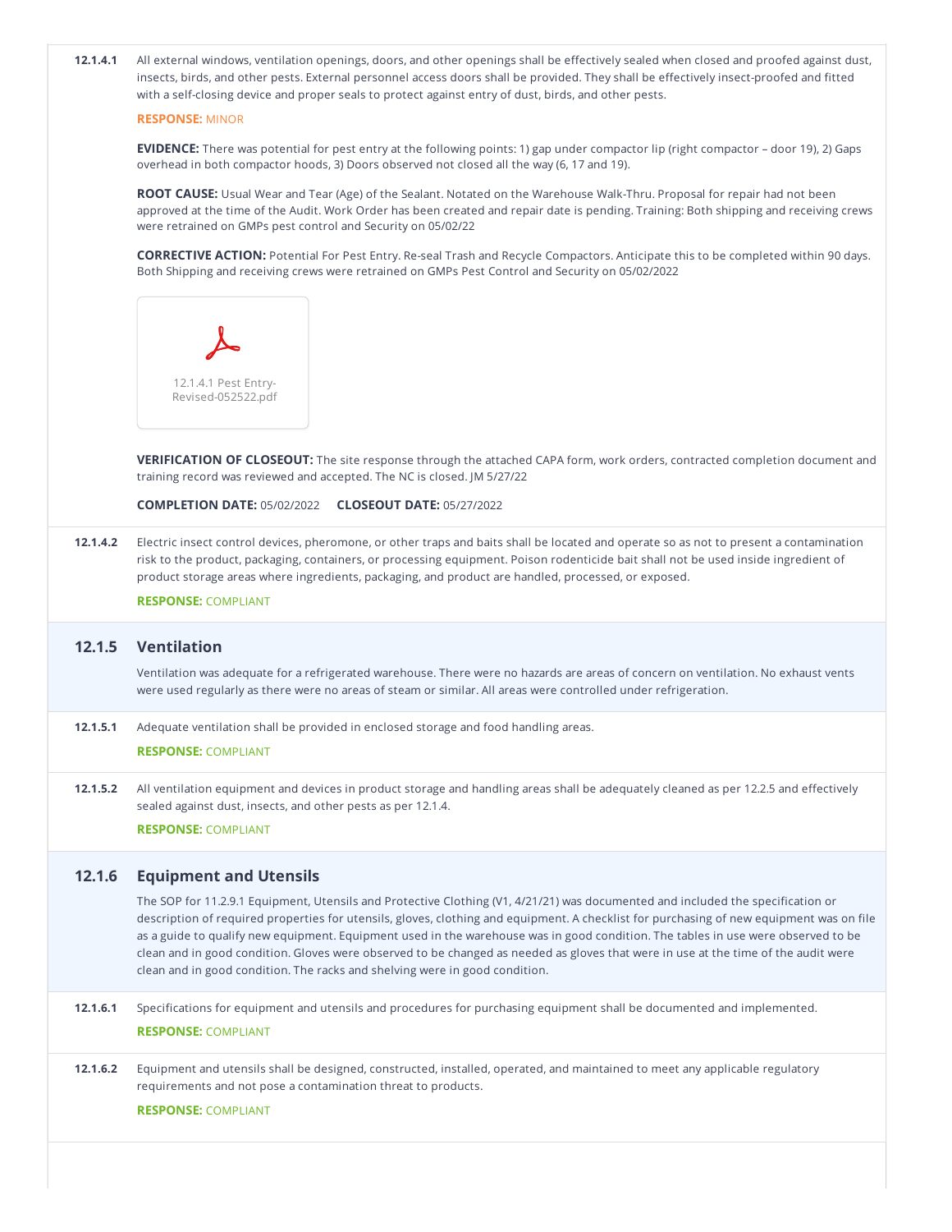**12.1.4.1** All external windows, ventilation openings, doors, and other openings shall be effectively sealed when closed and proofed against dust, insects, birds, and other pests. External personnel access doors shall be provided. They shall be effectively insect-proofed and fitted with a self-closing device and proper seals to protect against entry of dust, birds, and other pests.

**RESPONSE:** MINOR

**EVIDENCE:** There was potential for pest entry at the following points: 1) gap under compactor lip (right compactor – door 19), 2) Gaps overhead in both compactor hoods, 3) Doors observed not closed all the way (6, 17 and 19).

**ROOT CAUSE:** Usual Wear and Tear (Age) of the Sealant. Notated on the Warehouse Walk-Thru. Proposal for repair had not been approved at the time of the Audit. Work Order has been created and repair date is pending. Training: Both shipping and receiving crews were retrained on GMPs pest control and Security on 05/02/22

**CORRECTIVE ACTION:** Potential For Pest Entry. Re-seal Trash and Recycle Compactors. Anticipate this to be completed within 90 days. Both Shipping and receiving crews were retrained on GMPs Pest Control and Security on 05/02/2022

12.1.4.1 Pest Entry-Revised-052522.pdf

**VERIFICATION OF CLOSEOUT:** The site response through the attached CAPA form, work orders, contracted completion document and training record was reviewed and accepted. The NC is closed. JM 5/27/22

**COMPLETION DATE:** 05/02/2022 **CLOSEOUT DATE:** 05/27/2022

**12.1.4.2** Electric insect control devices, pheromone, or other traps and baits shall be located and operate so as not to present a contamination risk to the product, packaging, containers, or processing equipment. Poison rodenticide bait shall not be used inside ingredient of product storage areas where ingredients, packaging, and product are handled, processed, or exposed.

**RESPONSE:** COMPLIANT

## 12.1.5 Ventilation

Ventilation was adequate for a refrigerated warehouse. There were no hazards are areas of concern on ventilation. No exhaust vents were used regularly as there were no areas of steam or similar. All areas were controlled under refrigeration.

**12.1.5.1** Adequate ventilation shall be provided in enclosed storage and food handling areas.

**RESPONSE:** COMPLIANT

**12.1.5.2** All ventilation equipment and devices in product storage and handling areas shall be adequately cleaned as per 12.2.5 and effectively sealed against dust, insects, and other pests as per 12.1.4.

**RESPONSE:** COMPLIANT

## 12.1.6 Equipment and Utensils

The SOP for 11.2.9.1 Equipment, Utensils and Protective Clothing (V1, 4/21/21) was documented and included the specification or description of required properties for utensils, gloves, clothing and equipment. A checklist for purchasing of new equipment was on file as a guide to qualify new equipment. Equipment used in the warehouse was in good condition. The tables in use were observed to be clean and in good condition. Gloves were observed to be changed as needed as gloves that were in use at the time of the audit were clean and in good condition. The racks and shelving were in good condition.

**12.1.6.1** Specifications for equipment and utensils and procedures for purchasing equipment shall be documented and implemented.

**RESPONSE:** COMPLIANT

**12.1.6.2** Equipment and utensils shall be designed, constructed, installed, operated, and maintained to meet any applicable regulatory requirements and not pose a contamination threat to products.

**RESPONSE:** COMPLIANT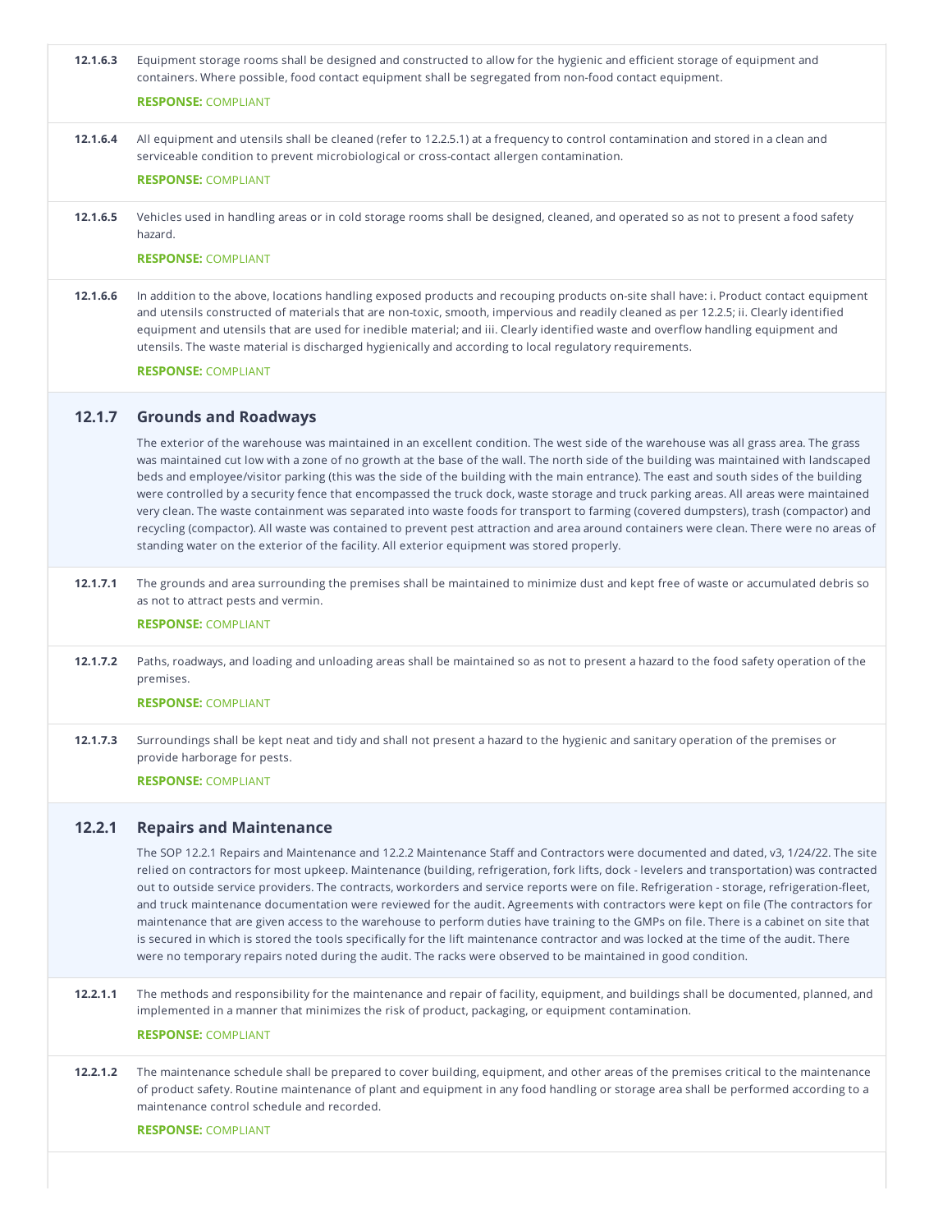**12.1.6.3** Equipment storage rooms shall be designed and constructed to allow for the hygienic and efficient storage of equipment and containers. Where possible, food contact equipment shall be segregated from non-food contact equipment.

**RESPONSE:** COMPLIANT

**12.1.6.4** All equipment and utensils shall be cleaned (refer to 12.2.5.1) at a frequency to control contamination and stored in a clean and serviceable condition to prevent microbiological or cross-contact allergen contamination.

**RESPONSE:** COMPLIANT

**12.1.6.5** Vehicles used in handling areas or in cold storage rooms shall be designed, cleaned, and operated so as not to present a food safety hazard.

**RESPONSE:** COMPLIANT

**12.1.6.6** In addition to the above, locations handling exposed products and recouping products on-site shall have: i. Product contact equipment and utensils constructed of materials that are non-toxic, smooth, impervious and readily cleaned as per 12.2.5; ii. Clearly identified equipment and utensils that are used for inedible material; and iii. Clearly identified waste and overflow handling equipment and utensils. The waste material is discharged hygienically and according to local regulatory requirements.

**RESPONSE:** COMPLIANT

## 12.1.7 Grounds and Roadways

The exterior of the warehouse was maintained in an excellent condition. The west side of the warehouse was all grass area. The grass was maintained cut low with a zone of no growth at the base of the wall. The north side of the building was maintained with landscaped beds and employee/visitor parking (this was the side of the building with the main entrance). The east and south sides of the building were controlled by a security fence that encompassed the truck dock, waste storage and truck parking areas. All areas were maintained very clean. The waste containment was separated into waste foods for transport to farming (covered dumpsters), trash (compactor) and recycling (compactor). All waste was contained to prevent pest attraction and area around containers were clean. There were no areas of standing water on the exterior of the facility. All exterior equipment was stored properly.

**12.1.7.1** The grounds and area surrounding the premises shall be maintained to minimize dust and kept free of waste or accumulated debris so as not to attract pests and vermin.

**RESPONSE:** COMPLIANT

**12.1.7.2** Paths, roadways, and loading and unloading areas shall be maintained so as not to present a hazard to the food safety operation of the premises.

**RESPONSE:** COMPLIANT

**12.1.7.3** Surroundings shall be kept neat and tidy and shall not present a hazard to the hygienic and sanitary operation of the premises or provide harborage for pests.

**RESPONSE:** COMPLIANT

## 12.2.1 Repairs and Maintenance

The SOP 12.2.1 Repairs and Maintenance and 12.2.2 Maintenance Staff and Contractors were documented and dated, v3, 1/24/22. The site relied on contractors for most upkeep. Maintenance (building, refrigeration, fork lifts, dock - levelers and transportation) was contracted out to outside service providers. The contracts, workorders and service reports were on file. Refrigeration - storage, refrigeration-fleet, and truck maintenance documentation were reviewed for the audit. Agreements with contractors were kept on file (The contractors for maintenance that are given access to the warehouse to perform duties have training to the GMPs on file. There is a cabinet on site that is secured in which is stored the tools specifically for the lift maintenance contractor and was locked at the time of the audit. There were no temporary repairs noted during the audit. The racks were observed to be maintained in good condition.

**12.2.1.1** The methods and responsibility for the maintenance and repair of facility, equipment, and buildings shall be documented, planned, and implemented in a manner that minimizes the risk of product, packaging, or equipment contamination.

**RESPONSE:** COMPLIANT

**12.2.1.2** The maintenance schedule shall be prepared to cover building, equipment, and other areas of the premises critical to the maintenance of product safety. Routine maintenance of plant and equipment in any food handling or storage area shall be performed according to a maintenance control schedule and recorded.

**RESPONSE:** COMPLIANT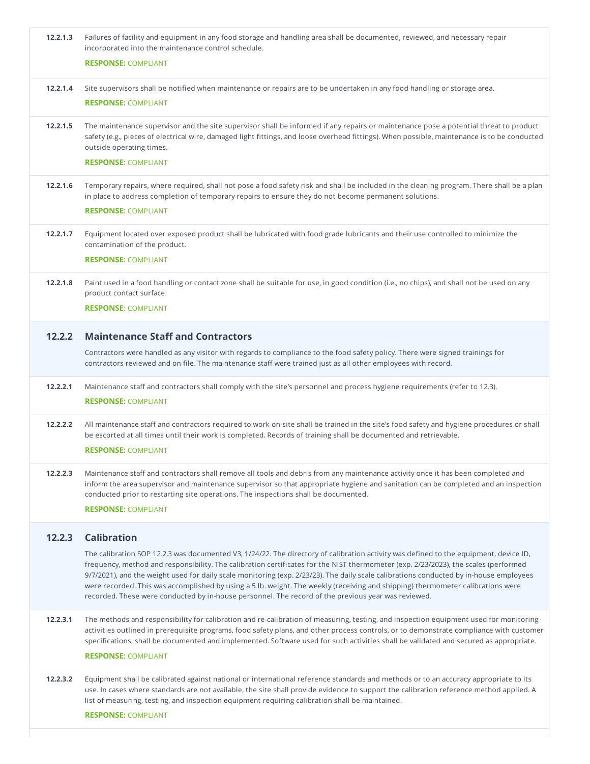**12.2.1.3** Failures of facility and equipment in any food storage and handling area shall be documented, reviewed, and necessary repair incorporated into the maintenance control schedule.

**RESPONSE:** COMPLIANT

**12.2.1.4** Site supervisors shall be notified when maintenance or repairs are to be undertaken in any food handling or storage area.

**RESPONSE:** COMPLIANT

**12.2.1.5** The maintenance supervisor and the site supervisor shall be informed if any repairs or maintenance pose a potential threat to product safety (e.g., pieces of electrical wire, damaged light fittings, and loose overhead fittings). When possible, maintenance is to be conducted outside operating times.

**RESPONSE:** COMPLIANT

**12.2.1.6** Temporary repairs, where required, shall not pose a food safety risk and shall be included in the cleaning program. There shall be a plan in place to address completion of temporary repairs to ensure they do not become permanent solutions.

**RESPONSE:** COMPLIANT

**12.2.1.7** Equipment located over exposed product shall be lubricated with food grade lubricants and their use controlled to minimize the contamination of the product.

**RESPONSE:** COMPLIANT

**12.2.1.8** Paint used in a food handling or contact zone shall be suitable for use, in good condition (i.e., no chips), and shall not be used on any product contact surface.

**RESPONSE:** COMPLIANT

## 12.2.2 Maintenance Staff and Contractors

Contractors were handled as any visitor with regards to compliance to the food safety policy. There were signed trainings for contractors reviewed and on file. The maintenance staff were trained just as all other employees with record.

**12.2.2.1** Maintenance staff and contractors shall comply with the site's personnel and process hygiene requirements (refer to 12.3).

**RESPONSE:** COMPLIANT

**12.2.2.2** All maintenance staff and contractors required to work on-site shall be trained in the site's food safety and hygiene procedures or shall be escorted at all times until their work is completed. Records of training shall be documented and retrievable.

**RESPONSE:** COMPLIANT

**12.2.2.3** Maintenance staff and contractors shall remove all tools and debris from any maintenance activity once it has been completed and inform the area supervisor and maintenance supervisor so that appropriate hygiene and sanitation can be completed and an inspection conducted prior to restarting site operations. The inspections shall be documented.

**RESPONSE:** COMPLIANT

## 12.2.3 Calibration

The calibration SOP 12.2.3 was documented V3, 1/24/22. The directory of calibration activity was defined to the equipment, device ID, frequency, method and responsibility. The calibration certificates for the NIST thermometer (exp. 2/23/2023), the scales (performed 9/7/2021), and the weight used for daily scale monitoring (exp. 2/23/23). The daily scale calibrations conducted by in-house employees were recorded. This was accomplished by using a 5 lb. weight. The weekly (receiving and shipping) thermometer calibrations were recorded. These were conducted by in-house personnel. The record of the previous year was reviewed.

**12.2.3.1** The methods and responsibility for calibration and re-calibration of measuring, testing, and inspection equipment used for monitoring activities outlined in prerequisite programs, food safety plans, and other process controls, or to demonstrate compliance with customer specifications, shall be documented and implemented. Software used for such activities shall be validated and secured as appropriate.

**RESPONSE:** COMPLIANT

**12.2.3.2** Equipment shall be calibrated against national or international reference standards and methods or to an accuracy appropriate to its use. In cases where standards are not available, the site shall provide evidence to support the calibration reference method applied. A list of measuring, testing, and inspection equipment requiring calibration shall be maintained.

**RESPONSE:** COMPLIANT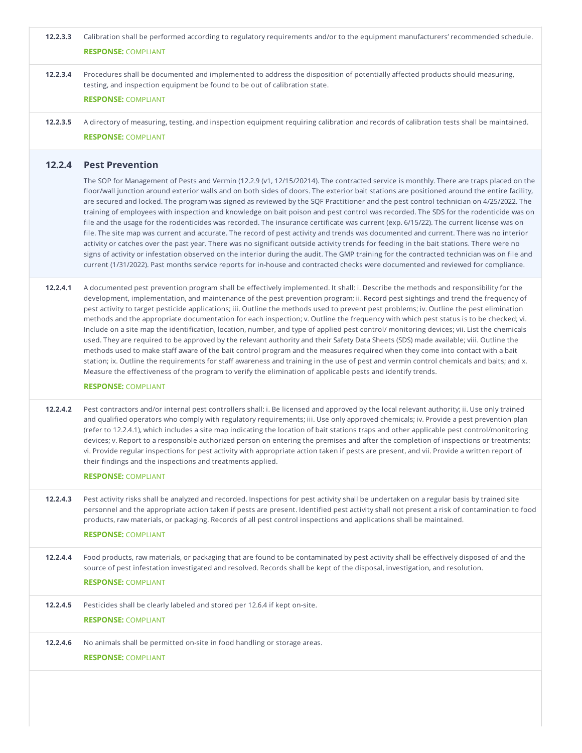**12.2.3.3** Calibration shall be performed according to regulatory requirements and/or to the equipment manufacturers' recommended schedule.

**RESPONSE:** COMPLIANT

**12.2.3.4** Procedures shall be documented and implemented to address the disposition of potentially affected products should measuring, testing, and inspection equipment be found to be out of calibration state.

**RESPONSE:** COMPLIANT

**12.2.3.5** A directory of measuring, testing, and inspection equipment requiring calibration and records of calibration tests shall be maintained.

**RESPONSE:** COMPLIANT

## 12.2.4 Pest Prevention

The SOP for Management of Pests and Vermin (12.2.9 (v1, 12/15/20214). The contracted service is monthly. There are traps placed on the floor/wall junction around exterior walls and on both sides of doors. The exterior bait stations are positioned around the entire facility, are secured and locked. The program was signed as reviewed by the SQF Practitioner and the pest control technician on 4/25/2022. The training of employees with inspection and knowledge on bait poison and pest control was recorded. The SDS for the rodenticide was on file and the usage for the rodenticides was recorded. The insurance certificate was current (exp. 6/15/22). The current license was on file. The site map was current and accurate. The record of pest activity and trends was documented and current. There was no interior activity or catches over the past year. There was no significant outside activity trends for feeding in the bait stations. There were no signs of activity or infestation observed on the interior during the audit. The GMP training for the contracted technician was on file and current (1/31/2022). Past months service reports for in-house and contracted checks were documented and reviewed for compliance.

**12.2.4.1** A documented pest prevention program shall be effectively implemented. It shall: i. Describe the methods and responsibility for the development, implementation, and maintenance of the pest prevention program; ii. Record pest sightings and trend the frequency of pest activity to target pesticide applications; iii. Outline the methods used to prevent pest problems; iv. Outline the pest elimination methods and the appropriate documentation for each inspection; v. Outline the frequency with which pest status is to be checked; vi. Include on a site map the identification, location, number, and type of applied pest control/ monitoring devices; vii. List the chemicals used. They are required to be approved by the relevant authority and their Safety Data Sheets (SDS) made available; viii. Outline the methods used to make staff aware of the bait control program and the measures required when they come into contact with a bait station; ix. Outline the requirements for staff awareness and training in the use of pest and vermin control chemicals and baits; and x. Measure the effectiveness of the program to verify the elimination of applicable pests and identify trends.

**RESPONSE:** COMPLIANT

**12.2.4.2** Pest contractors and/or internal pest controllers shall: i. Be licensed and approved by the local relevant authority; ii. Use only trained and qualified operators who comply with regulatory requirements; iii. Use only approved chemicals; iv. Provide a pest prevention plan (refer to 12.2.4.1), which includes a site map indicating the location of bait stations traps and other applicable pest control/monitoring devices; v. Report to a responsible authorized person on entering the premises and after the completion of inspections or treatments; vi. Provide regular inspections for pest activity with appropriate action taken if pests are present, and vii. Provide a written report of their findings and the inspections and treatments applied.

**RESPONSE:** COMPLIANT

**12.2.4.3** Pest activity risks shall be analyzed and recorded. Inspections for pest activity shall be undertaken on a regular basis by trained site personnel and the appropriate action taken if pests are present. Identified pest activity shall not present a risk of contamination to food products, raw materials, or packaging. Records of all pest control inspections and applications shall be maintained.

**RESPONSE:** COMPLIANT

**12.2.4.4** Food products, raw materials, or packaging that are found to be contaminated by pest activity shall be effectively disposed of and the source of pest infestation investigated and resolved. Records shall be kept of the disposal, investigation, and resolution.

**RESPONSE:** COMPLIANT

**12.2.4.5** Pesticides shall be clearly labeled and stored per 12.6.4 if kept on-site.

**RESPONSE:** COMPLIANT

**12.2.4.6** No animals shall be permitted on-site in food handling or storage areas.

**RESPONSE:** COMPLIANT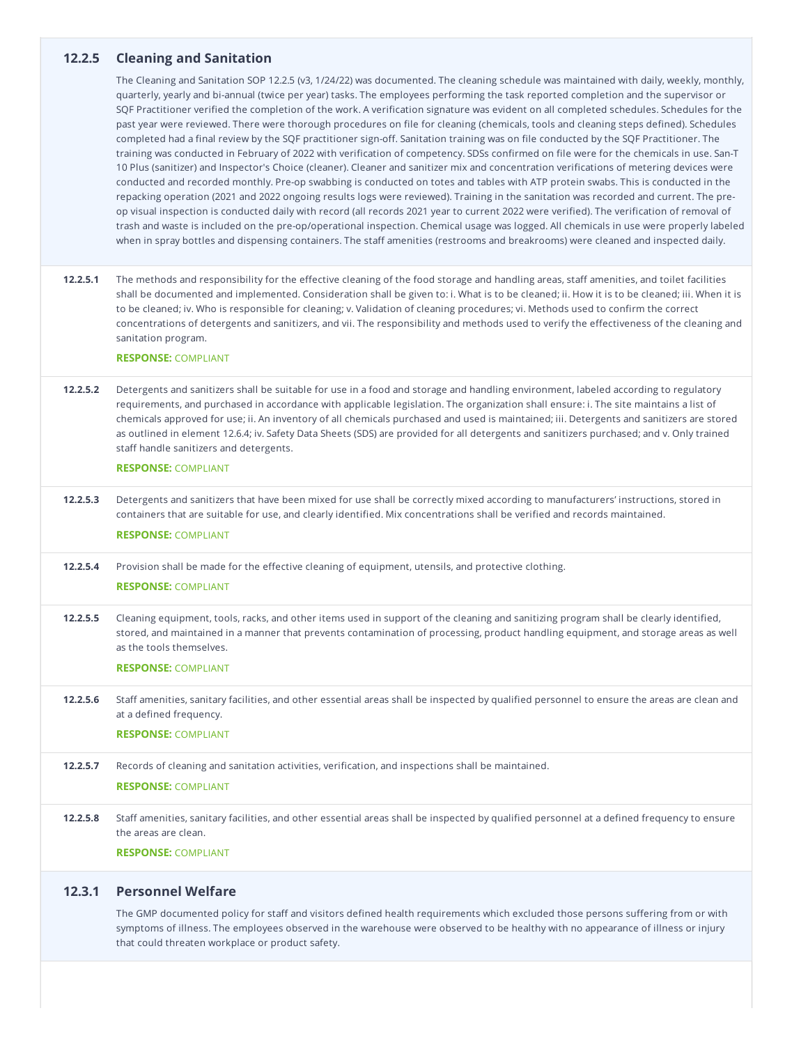## 12.2.5 Cleaning and Sanitation

The Cleaning and Sanitation SOP 12.2.5 (v3, 1/24/22) was documented. The cleaning schedule was maintained with daily, weekly, monthly, quarterly, yearly and bi-annual (twice per year) tasks. The employees performing the task reported completion and the supervisor or SQF Practitioner verified the completion of the work. A verification signature was evident on all completed schedules. Schedules for the past year were reviewed. There were thorough procedures on file for cleaning (chemicals, tools and cleaning steps defined). Schedules completed had a final review by the SQF practitioner sign-off. Sanitation training was on file conducted by the SQF Practitioner. The training was conducted in February of 2022 with verification of competency. SDSs confirmed on file were for the chemicals in use. San-T 10 Plus (sanitizer) and Inspector's Choice (cleaner). Cleaner and sanitizer mix and concentration verifications of metering devices were conducted and recorded monthly. Pre-op swabbing is conducted on totes and tables with ATP protein swabs. This is conducted in the repacking operation (2021 and 2022 ongoing results logs were reviewed). Training in the sanitation was recorded and current. The pre-op visual inspection is conducted daily with record (all records 2021 year to current 2022 were verified). The verification of removal of trash and waste is included on the pre-op/operational inspection. Chemical usage was logged. All chemicals in use were properly labeled when in spray bottles and dispensing containers. The staff amenities (restrooms and breakrooms) were cleaned and inspected daily.

**12.2.5.1** The methods and responsibility for the effective cleaning of the food storage and handling areas, staff amenities, and toilet facilities shall be documented and implemented. Consideration shall be given to: i. What is to be cleaned; ii. How it is to be cleaned; iii. When it is to be cleaned; iv. Who is responsible for cleaning; v. Validation of cleaning procedures; vi. Methods used to confirm the correct concentrations of detergents and sanitizers, and vii. The responsibility and methods used to verify the effectiveness of the cleaning and sanitation program.

**RESPONSE:** COMPLIANT

**12.2.5.2** Detergents and sanitizers shall be suitable for use in a food and storage and handling environment, labeled according to regulatory requirements, and purchased in accordance with applicable legislation. The organization shall ensure: i. The site maintains a list of chemicals approved for use; ii. An inventory of all chemicals purchased and used is maintained; iii. Detergents and sanitizers are stored as outlined in element 12.6.4; iv. Safety Data Sheets (SDS) are provided for all detergents and sanitizers purchased; and v. Only trained staff handle sanitizers and detergents.

**RESPONSE:** COMPLIANT

**12.2.5.3** Detergents and sanitizers that have been mixed for use shall be correctly mixed according to manufacturers' instructions, stored in containers that are suitable for use, and clearly identified. Mix concentrations shall be verified and records maintained.

**RESPONSE:** COMPLIANT

**12.2.5.4** Provision shall be made for the effective cleaning of equipment, utensils, and protective clothing.

**RESPONSE:** COMPLIANT

**12.2.5.5** Cleaning equipment, tools, racks, and other items used in support of the cleaning and sanitizing program shall be clearly identified, stored, and maintained in a manner that prevents contamination of processing, product handling equipment, and storage areas as well as the tools themselves.

**RESPONSE:** COMPLIANT

**12.2.5.6** Staff amenities, sanitary facilities, and other essential areas shall be inspected by qualified personnel to ensure the areas are clean and at a defined frequency.

**RESPONSE:** COMPLIANT

**12.2.5.7** Records of cleaning and sanitation activities, verification, and inspections shall be maintained.

**RESPONSE:** COMPLIANT

**12.2.5.8** Staff amenities, sanitary facilities, and other essential areas shall be inspected by qualified personnel at a defined frequency to ensure the areas are clean.

**RESPONSE:** COMPLIANT

## 12.3.1 Personnel Welfare

The GMP documented policy for staff and visitors defined health requirements which excluded those persons suffering from or with symptoms of illness. The employees observed in the warehouse were observed to be healthy with no appearance of illness or injury that could threaten workplace or product safety.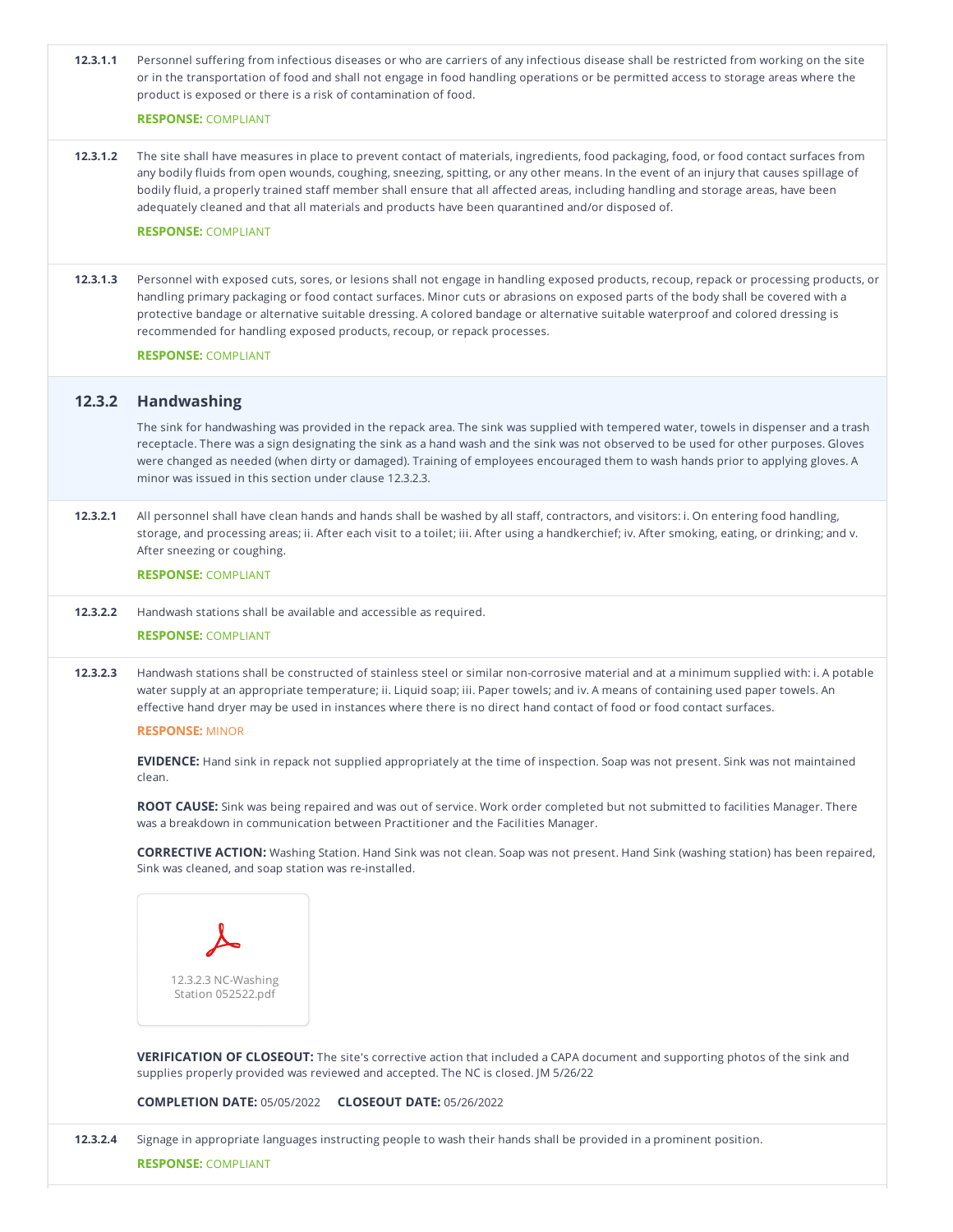**12.3.1.1** Personnel suffering from infectious diseases or who are carriers of any infectious disease shall be restricted from working on the site or in the transportation of food and shall not engage in food handling operations or be permitted access to storage areas where the product is exposed or there is a risk of contamination of food.

**RESPONSE:** COMPLIANT

**12.3.1.2** The site shall have measures in place to prevent contact of materials, ingredients, food packaging, food, or food contact surfaces from any bodily fluids from open wounds, coughing, sneezing, spitting, or any other means. In the event of an injury that causes spillage of bodily fluid, a properly trained staff member shall ensure that all affected areas, including handling and storage areas, have been adequately cleaned and that all materials and products have been quarantined and/or disposed of.

**RESPONSE:** COMPLIANT

**12.3.1.3** Personnel with exposed cuts, sores, or lesions shall not engage in handling exposed products, recoup, repack or processing products, or handling primary packaging or food contact surfaces. Minor cuts or abrasions on exposed parts of the body shall be covered with a protective bandage or alternative suitable dressing. A colored bandage or alternative suitable waterproof and colored dressing is recommended for handling exposed products, recoup, or repack processes.

**RESPONSE:** COMPLIANT

## 12.3.2 Handwashing

The sink for handwashing was provided in the repack area. The sink was supplied with tempered water, towels in dispenser and a trash receptacle. There was a sign designating the sink as a hand wash and the sink was not observed to be used for other purposes. Gloves were changed as needed (when dirty or damaged). Training of employees encouraged them to wash hands prior to applying gloves. A minor was issued in this section under clause 12.3.2.3.

**12.3.2.1** All personnel shall have clean hands and hands shall be washed by all staff, contractors, and visitors: i. On entering food handling, storage, and processing areas; ii. After each visit to a toilet; iii. After using a handkerchief; iv. After smoking, eating, or drinking; and v. After sneezing or coughing.

**RESPONSE:** COMPLIANT

**12.3.2.2** Handwash stations shall be available and accessible as required.

**RESPONSE:** COMPLIANT

**12.3.2.3** Handwash stations shall be constructed of stainless steel or similar non-corrosive material and at a minimum supplied with: i. A potable water supply at an appropriate temperature; ii. Liquid soap; iii. Paper towels; and iv. A means of containing used paper towels. An effective hand dryer may be used in instances where there is no direct hand contact of food or food contact surfaces.

**RESPONSE:** MINOR

**EVIDENCE:** Hand sink in repack not supplied appropriately at the time of inspection. Soap was not present. Sink was not maintained clean.

**ROOT CAUSE:** Sink was being repaired and was out of service. Work order completed but not submitted to facilities Manager. There was a breakdown in communication between Practitioner and the Facilities Manager.

**CORRECTIVE ACTION:** Washing Station. Hand Sink was not clean. Soap was not present. Hand Sink (washing station) has been repaired, Sink was cleaned, and soap station was re-installed.

12.3.2.3 NC-Washing Station 052522.pdf

**VERIFICATION OF CLOSEOUT:** The site's corrective action that included a CAPA document and supporting photos of the sink and supplies properly provided was reviewed and accepted. The NC is closed. JM 5/26/22

**COMPLETION DATE:** 05/05/2022 **CLOSEOUT DATE:** 05/26/2022

**12.3.2.4** Signage in appropriate languages instructing people to wash their hands shall be provided in a prominent position.

**RESPONSE:** COMPLIANT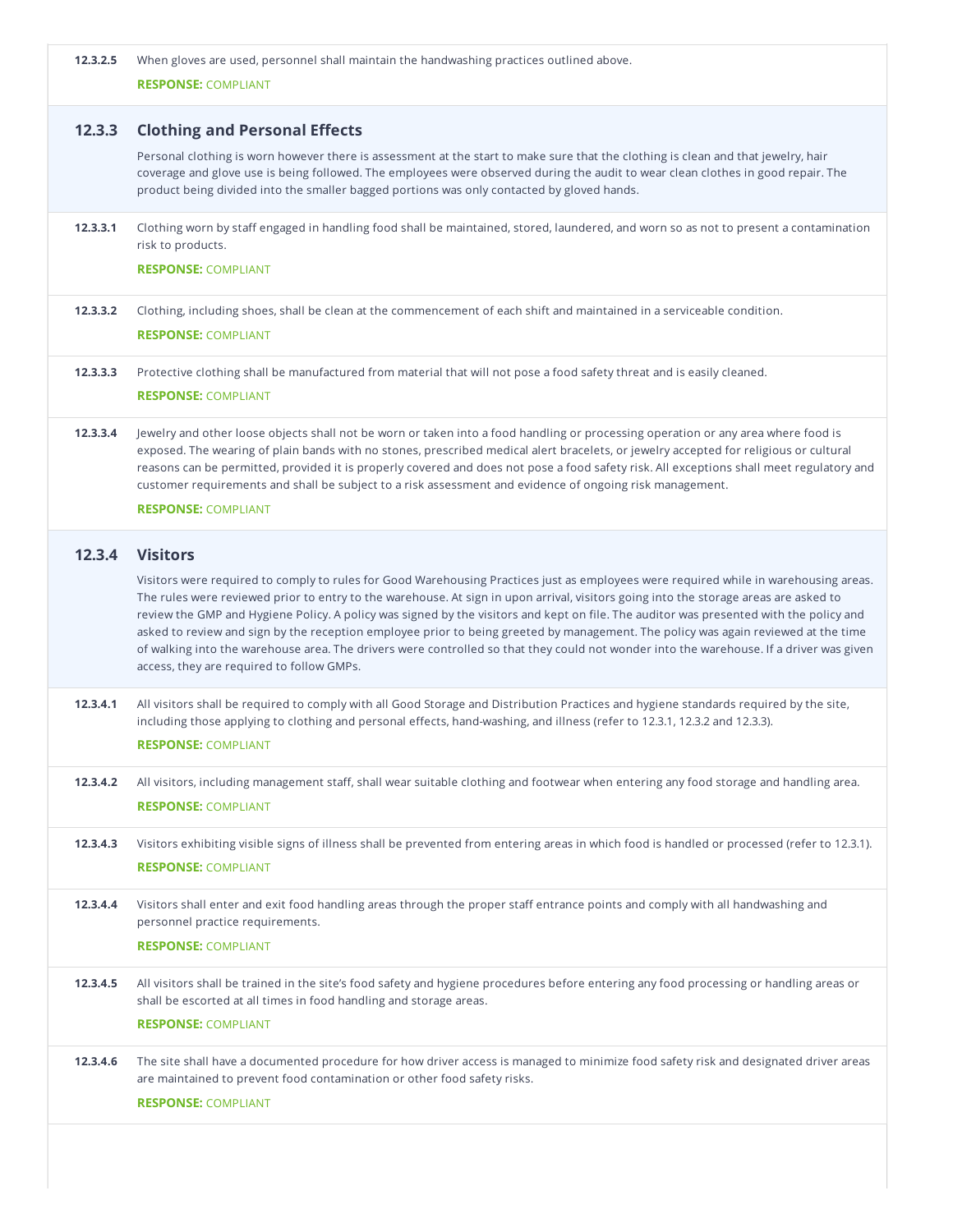**12.3.2.5** When gloves are used, personnel shall maintain the handwashing practices outlined above.

**RESPONSE:** COMPLIANT

## 12.3.3 Clothing and Personal Effects

Personal clothing is worn however there is assessment at the start to make sure that the clothing is clean and that jewelry, hair coverage and glove use is being followed. The employees were observed during the audit to wear clean clothes in good repair. The product being divided into the smaller bagged portions was only contacted by gloved hands.

**12.3.3.1** Clothing worn by staff engaged in handling food shall be maintained, stored, laundered, and worn so as not to present a contamination risk to products.

**RESPONSE:** COMPLIANT

**12.3.3.2** Clothing, including shoes, shall be clean at the commencement of each shift and maintained in a serviceable condition.

**RESPONSE:** COMPLIANT

**12.3.3.3** Protective clothing shall be manufactured from material that will not pose a food safety threat and is easily cleaned.

**RESPONSE:** COMPLIANT

**12.3.3.4** Jewelry and other loose objects shall not be worn or taken into a food handling or processing operation or any area where food is exposed. The wearing of plain bands with no stones, prescribed medical alert bracelets, or jewelry accepted for religious or cultural reasons can be permitted, provided it is properly covered and does not pose a food safety risk. All exceptions shall meet regulatory and customer requirements and shall be subject to a risk assessment and evidence of ongoing risk management.

**RESPONSE:** COMPLIANT

## 12.3.4 Visitors

Visitors were required to comply to rules for Good Warehousing Practices just as employees were required while in warehousing areas. The rules were reviewed prior to entry to the warehouse. At sign in upon arrival, visitors going into the storage areas are asked to review the GMP and Hygiene Policy. A policy was signed by the visitors and kept on file. The auditor was presented with the policy and asked to review and sign by the reception employee prior to being greeted by management. The policy was again reviewed at the time of walking into the warehouse area. The drivers were controlled so that they could not wonder into the warehouse. If a driver was given access, they are required to follow GMPs.

**12.3.4.1** All visitors shall be required to comply with all Good Storage and Distribution Practices and hygiene standards required by the site, including those applying to clothing and personal effects, hand-washing, and illness (refer to 12.3.1, 12.3.2 and 12.3.3).

**RESPONSE:** COMPLIANT

**12.3.4.2** All visitors, including management staff, shall wear suitable clothing and footwear when entering any food storage and handling area.

**RESPONSE:** COMPLIANT

**12.3.4.3** Visitors exhibiting visible signs of illness shall be prevented from entering areas in which food is handled or processed (refer to 12.3.1).

**RESPONSE:** COMPLIANT

**12.3.4.4** Visitors shall enter and exit food handling areas through the proper staff entrance points and comply with all handwashing and personnel practice requirements.

**RESPONSE:** COMPLIANT

**12.3.4.5** All visitors shall be trained in the site's food safety and hygiene procedures before entering any food processing or handling areas or shall be escorted at all times in food handling and storage areas.

**RESPONSE:** COMPLIANT

**12.3.4.6** The site shall have a documented procedure for how driver access is managed to minimize food safety risk and designated driver areas are maintained to prevent food contamination or other food safety risks.

**RESPONSE:** COMPLIANT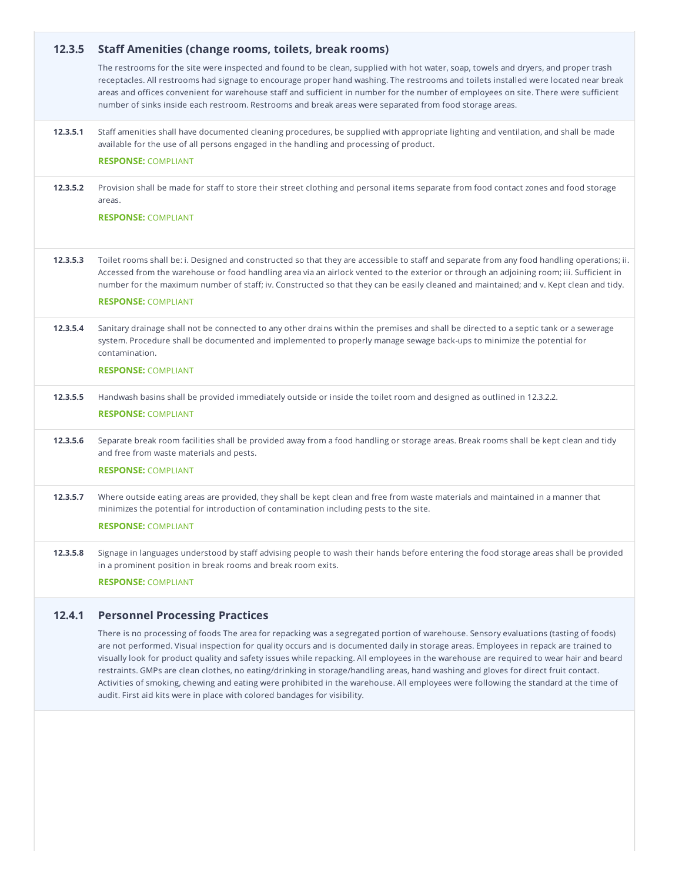### 12.3.5 Staff Amenities (change rooms, toilets, break rooms)

The restrooms for the site were inspected and found to be clean, supplied with hot water, soap, towels and dryers, and proper trash receptacles. All restrooms had signage to encourage proper hand washing. The restrooms and toilets installed were located near break areas and offices convenient for warehouse staff and sufficient in number for the number of employees on site. There were sufficient number of sinks inside each restroom. Restrooms and break areas were separated from food storage areas.

**12.3.5.1** Staff amenities shall have documented cleaning procedures, be supplied with appropriate lighting and ventilation, and shall be made available for the use of all persons engaged in the handling and processing of product.

**RESPONSE:** COMPLIANT

**12.3.5.2** Provision shall be made for staff to store their street clothing and personal items separate from food contact zones and food storage areas.

**RESPONSE:** COMPLIANT

**12.3.5.3** Toilet rooms shall be: i. Designed and constructed so that they are accessible to staff and separate from any food handling operations; ii. Accessed from the warehouse or food handling area via an airlock vented to the exterior or through an adjoining room; iii. Sufficient in number for the maximum number of staff; iv. Constructed so that they can be easily cleaned and maintained; and v. Kept clean and tidy.

**RESPONSE:** COMPLIANT

**12.3.5.4** Sanitary drainage shall not be connected to any other drains within the premises and shall be directed to a septic tank or a sewerage system. Procedure shall be documented and implemented to properly manage sewage back-ups to minimize the potential for contamination.

**RESPONSE:** COMPLIANT

**12.3.5.5** Handwash basins shall be provided immediately outside or inside the toilet room and designed as outlined in 12.3.2.2.

**RESPONSE:** COMPLIANT

**12.3.5.6** Separate break room facilities shall be provided away from a food handling or storage areas. Break rooms shall be kept clean and tidy and free from waste materials and pests.

**RESPONSE:** COMPLIANT

**12.3.5.7** Where outside eating areas are provided, they shall be kept clean and free from waste materials and maintained in a manner that minimizes the potential for introduction of contamination including pests to the site.

**RESPONSE:** COMPLIANT

**12.3.5.8** Signage in languages understood by staff advising people to wash their hands before entering the food storage areas shall be provided in a prominent position in break rooms and break room exits.

**RESPONSE:** COMPLIANT

### 12.4.1 Personnel Processing Practices

There is no processing of foods The area for repacking was a segregated portion of warehouse. Sensory evaluations (tasting of foods) are not performed. Visual inspection for quality occurs and is documented daily in storage areas. Employees in repack are trained to visually look for product quality and safety issues while repacking. All employees in the warehouse are required to wear hair and beard restraints. GMPs are clean clothes, no eating/drinking in storage/handling areas, hand washing and gloves for direct fruit contact. Activities of smoking, chewing and eating were prohibited in the warehouse. All employees were following the standard at the time of audit. First aid kits were in place with colored bandages for visibility.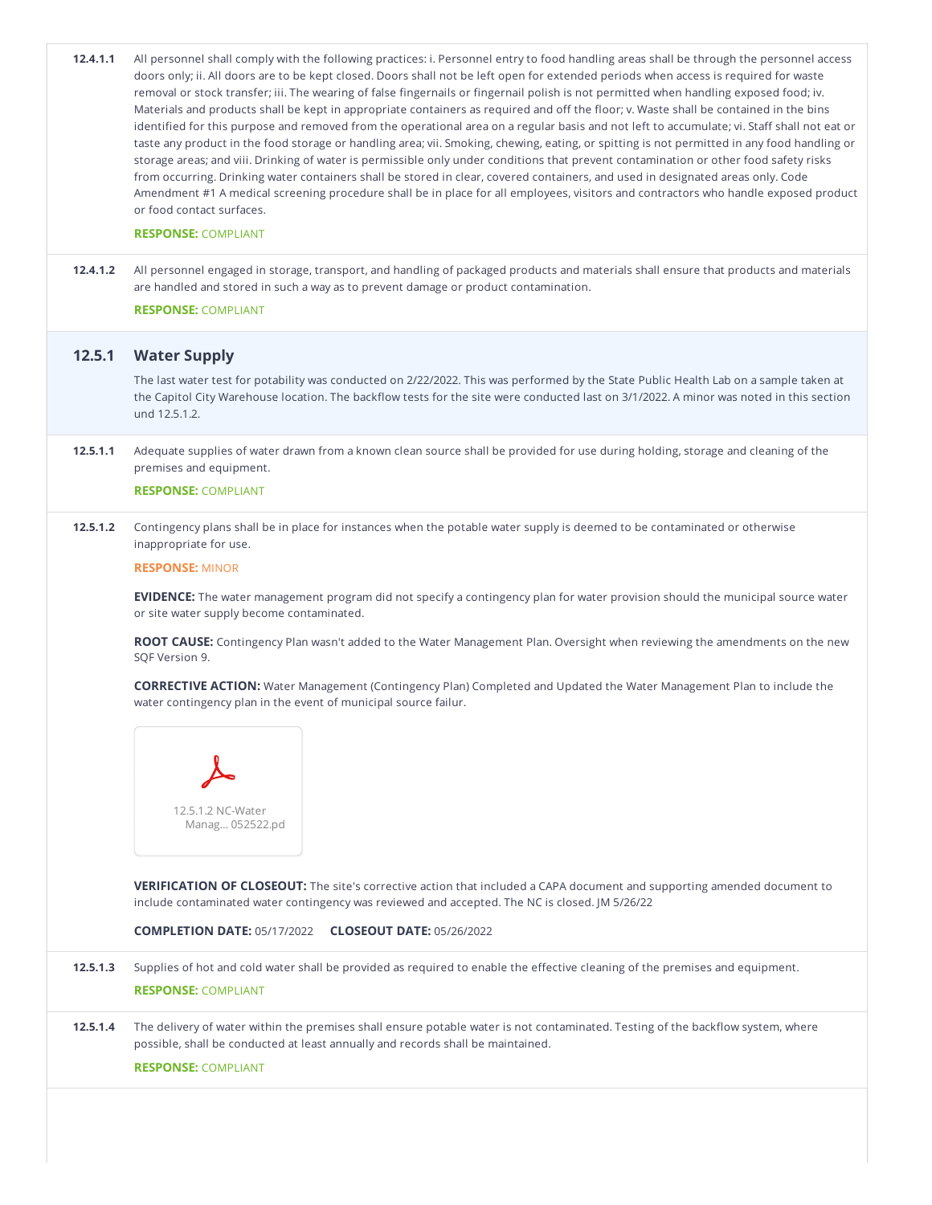**12.4.1.1** All personnel shall comply with the following practices: i. Personnel entry to food handling areas shall be through the personnel access doors only; ii. All doors are to be kept closed. Doors shall not be left open for extended periods when access is required for waste removal or stock transfer; iii. The wearing of false fingernails or fingernail polish is not permitted when handling exposed food; iv. Materials and products shall be kept in appropriate containers as required and off the floor; v. Waste shall be contained in the bins identified for this purpose and removed from the operational area on a regular basis and not left to accumulate; vi. Staff shall not eat or taste any product in the food storage or handling area; vii. Smoking, chewing, eating, or spitting is not permitted in any food handling or storage areas; and viii. Drinking of water is permissible only under conditions that prevent contamination or other food safety risks from occurring. Drinking water containers shall be stored in clear, covered containers, and used in designated areas only. Code Amendment #1 A medical screening procedure shall be in place for all employees, visitors and contractors who handle exposed product or food contact surfaces.

**RESPONSE:** COMPLIANT

**12.4.1.2** All personnel engaged in storage, transport, and handling of packaged products and materials shall ensure that products and materials are handled and stored in such a way as to prevent damage or product contamination.

**RESPONSE:** COMPLIANT

## 12.5.1 Water Supply

The last water test for potability was conducted on 2/22/2022. This was performed by the State Public Health Lab on a sample taken at the Capitol City Warehouse location. The backflow tests for the site were conducted last on 3/1/2022. A minor was noted in this section und 12.5.1.2.

**12.5.1.1** Adequate supplies of water drawn from a known clean source shall be provided for use during holding, storage and cleaning of the premises and equipment.

**RESPONSE:** COMPLIANT

**12.5.1.2** Contingency plans shall be in place for instances when the potable water supply is deemed to be contaminated or otherwise inappropriate for use.

**RESPONSE:** MINOR

**EVIDENCE:** The water management program did not specify a contingency plan for water provision should the municipal source water or site water supply become contaminated.

**ROOT CAUSE:** Contingency Plan wasn't added to the Water Management Plan. Oversight when reviewing the amendments on the new SQF Version 9.

**CORRECTIVE ACTION:** Water Management (Contingency Plan) Completed and Updated the Water Management Plan to include the water contingency plan in the event of municipal source failur.

12.5.1.2 NC-Water Manag... 052522.pd

**VERIFICATION OF CLOSEOUT:** The site's corrective action that included a CAPA document and supporting amended document to include contaminated water contingency was reviewed and accepted. The NC is closed. JM 5/26/22

**COMPLETION DATE:** 05/17/2022 **CLOSEOUT DATE:** 05/26/2022

**12.5.1.3** Supplies of hot and cold water shall be provided as required to enable the effective cleaning of the premises and equipment.

**RESPONSE:** COMPLIANT

**12.5.1.4** The delivery of water within the premises shall ensure potable water is not contaminated. Testing of the backflow system, where possible, shall be conducted at least annually and records shall be maintained.

**RESPONSE:** COMPLIANT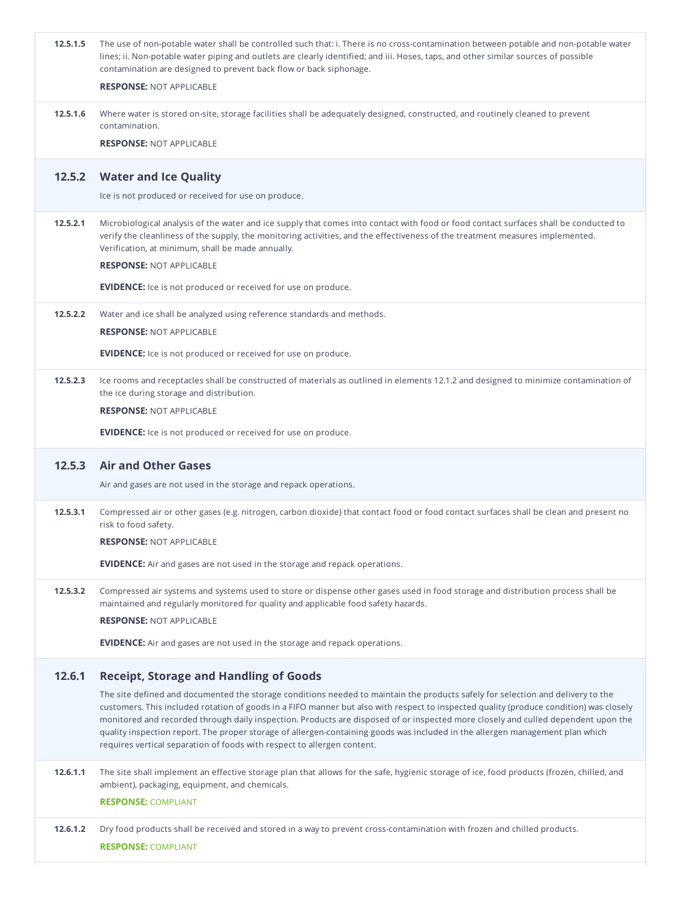**12.5.1.5** The use of non-potable water shall be controlled such that: i. There is no cross-contamination between potable and non-potable water lines; ii. Non-potable water piping and outlets are clearly identified; and iii. Hoses, taps, and other similar sources of possible contamination are designed to prevent back flow or back siphonage.

**RESPONSE:** NOT APPLICABLE

**12.5.1.6** Where water is stored on-site, storage facilities shall be adequately designed, constructed, and routinely cleaned to prevent contamination.

**RESPONSE:** NOT APPLICABLE

## 12.5.2 Water and Ice Quality

Ice is not produced or received for use on produce.

**12.5.2.1** Microbiological analysis of the water and ice supply that comes into contact with food or food contact surfaces shall be conducted to verify the cleanliness of the supply, the monitoring activities, and the effectiveness of the treatment measures implemented. Verification, at minimum, shall be made annually.

**RESPONSE:** NOT APPLICABLE

**EVIDENCE:** Ice is not produced or received for use on produce.

**12.5.2.2** Water and ice shall be analyzed using reference standards and methods.

**RESPONSE:** NOT APPLICABLE

**EVIDENCE:** Ice is not produced or received for use on produce.

**12.5.2.3** Ice rooms and receptacles shall be constructed of materials as outlined in elements 12.1.2 and designed to minimize contamination of the ice during storage and distribution.

**RESPONSE:** NOT APPLICABLE

**EVIDENCE:** Ice is not produced or received for use on produce.

## 12.5.3 Air and Other Gases

Air and gases are not used in the storage and repack operations.

**12.5.3.1** Compressed air or other gases (e.g. nitrogen, carbon dioxide) that contact food or food contact surfaces shall be clean and present no risk to food safety.

**RESPONSE:** NOT APPLICABLE

**EVIDENCE:** Air and gases are not used in the storage and repack operations.

**12.5.3.2** Compressed air systems and systems used to store or dispense other gases used in food storage and distribution process shall be maintained and regularly monitored for quality and applicable food safety hazards.

**RESPONSE:** NOT APPLICABLE

**EVIDENCE:** Air and gases are not used in the storage and repack operations.

## 12.6.1 Receipt, Storage and Handling of Goods

The site defined and documented the storage conditions needed to maintain the products safely for selection and delivery to the customers. This included rotation of goods in a FIFO manner but also with respect to inspected quality (produce condition) was closely monitored and recorded through daily inspection. Products are disposed of or inspected more closely and culled dependent upon the quality inspection report. The proper storage of allergen-containing goods was included in the allergen management plan which requires vertical separation of foods with respect to allergen content.

**12.6.1.1** The site shall implement an effective storage plan that allows for the safe, hygienic storage of ice, food products (frozen, chilled, and ambient), packaging, equipment, and chemicals.

**RESPONSE:** COMPLIANT

**12.6.1.2** Dry food products shall be received and stored in a way to prevent cross-contamination with frozen and chilled products.

**RESPONSE:** COMPLIANT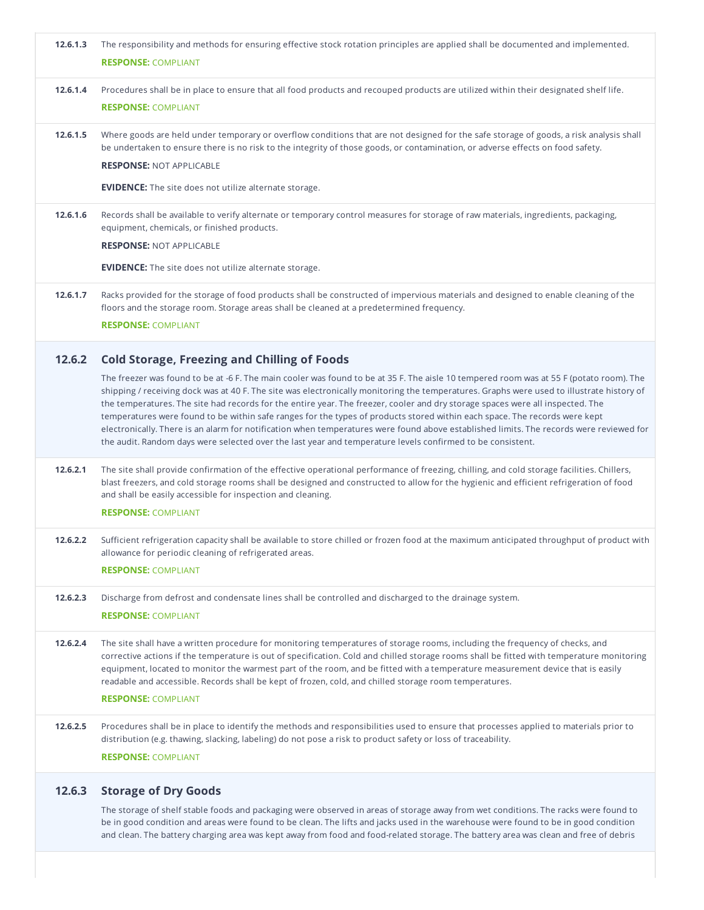**12.6.1.3** The responsibility and methods for ensuring effective stock rotation principles are applied shall be documented and implemented.

**RESPONSE:** COMPLIANT

**12.6.1.4** Procedures shall be in place to ensure that all food products and recouped products are utilized within their designated shelf life.

**RESPONSE:** COMPLIANT

**12.6.1.5** Where goods are held under temporary or overflow conditions that are not designed for the safe storage of goods, a risk analysis shall be undertaken to ensure there is no risk to the integrity of those goods, or contamination, or adverse effects on food safety.

**RESPONSE:** NOT APPLICABLE

**EVIDENCE:** The site does not utilize alternate storage.

**12.6.1.6** Records shall be available to verify alternate or temporary control measures for storage of raw materials, ingredients, packaging, equipment, chemicals, or finished products.

**RESPONSE:** NOT APPLICABLE

**EVIDENCE:** The site does not utilize alternate storage.

**12.6.1.7** Racks provided for the storage of food products shall be constructed of impervious materials and designed to enable cleaning of the floors and the storage room. Storage areas shall be cleaned at a predetermined frequency.

**RESPONSE:** COMPLIANT

## 12.6.2 Cold Storage, Freezing and Chilling of Foods

The freezer was found to be at -6 F. The main cooler was found to be at 35 F. The aisle 10 tempered room was at 55 F (potato room). The shipping / receiving dock was at 40 F. The site was electronically monitoring the temperatures. Graphs were used to illustrate history of the temperatures. The site had records for the entire year. The freezer, cooler and dry storage spaces were all inspected. The temperatures were found to be within safe ranges for the types of products stored within each space. The records were kept electronically. There is an alarm for notification when temperatures were found above established limits. The records were reviewed for the audit. Random days were selected over the last year and temperature levels confirmed to be consistent.

**12.6.2.1** The site shall provide confirmation of the effective operational performance of freezing, chilling, and cold storage facilities. Chillers, blast freezers, and cold storage rooms shall be designed and constructed to allow for the hygienic and efficient refrigeration of food and shall be easily accessible for inspection and cleaning.

**RESPONSE:** COMPLIANT

**12.6.2.2** Sufficient refrigeration capacity shall be available to store chilled or frozen food at the maximum anticipated throughput of product with allowance for periodic cleaning of refrigerated areas.

**RESPONSE:** COMPLIANT

**12.6.2.3** Discharge from defrost and condensate lines shall be controlled and discharged to the drainage system.

**RESPONSE:** COMPLIANT

**12.6.2.4** The site shall have a written procedure for monitoring temperatures of storage rooms, including the frequency of checks, and corrective actions if the temperature is out of specification. Cold and chilled storage rooms shall be fitted with temperature monitoring equipment, located to monitor the warmest part of the room, and be fitted with a temperature measurement device that is easily readable and accessible. Records shall be kept of frozen, cold, and chilled storage room temperatures.

**RESPONSE:** COMPLIANT

**12.6.2.5** Procedures shall be in place to identify the methods and responsibilities used to ensure that processes applied to materials prior to distribution (e.g. thawing, slacking, labeling) do not pose a risk to product safety or loss of traceability.

**RESPONSE:** COMPLIANT

## 12.6.3 Storage of Dry Goods

The storage of shelf stable foods and packaging were observed in areas of storage away from wet conditions. The racks were found to be in good condition and areas were found to be clean. The lifts and jacks used in the warehouse were found to be in good condition and clean. The battery charging area was kept away from food and food-related storage. The battery area was clean and free of debris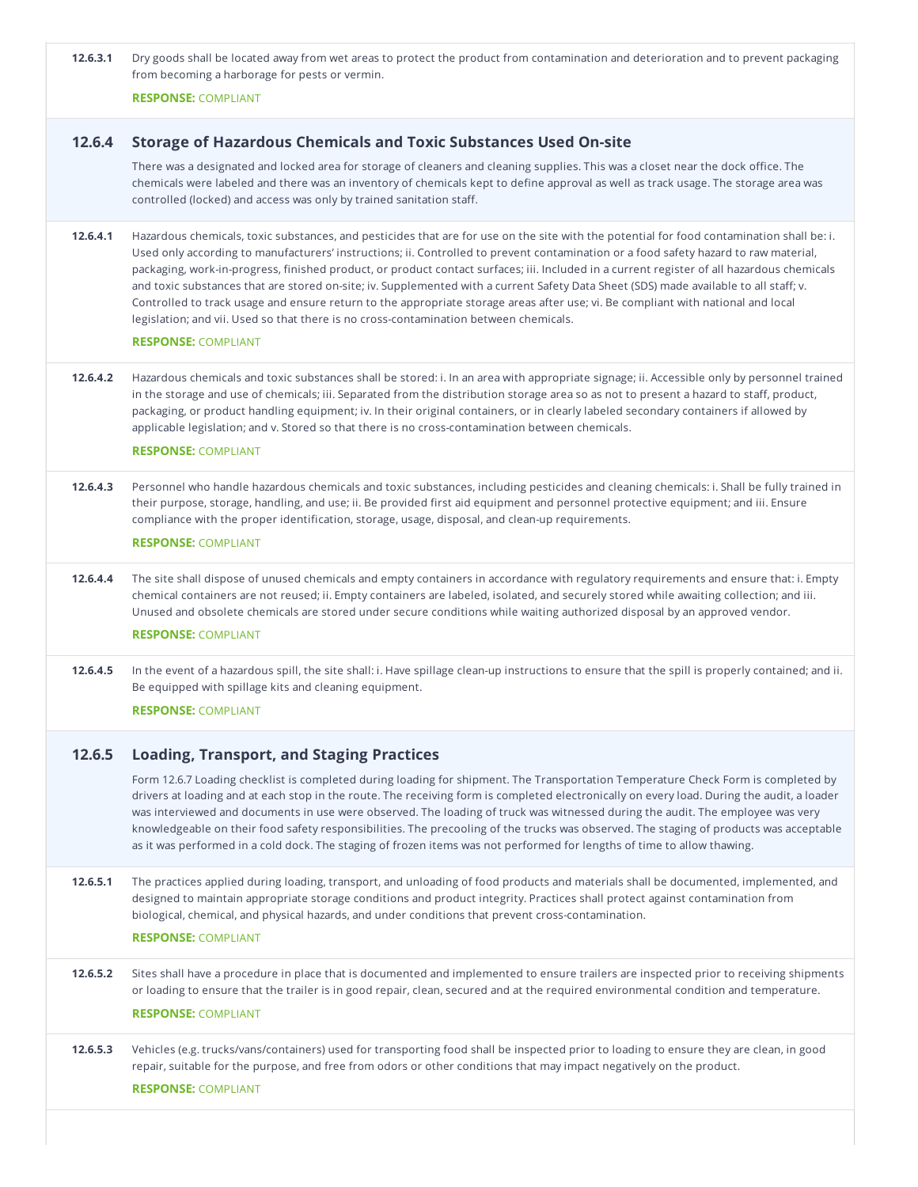**12.6.3.1** Dry goods shall be located away from wet areas to protect the product from contamination and deterioration and to prevent packaging from becoming a harborage for pests or vermin.

**RESPONSE:** COMPLIANT

## 12.6.4 Storage of Hazardous Chemicals and Toxic Substances Used On-site

There was a designated and locked area for storage of cleaners and cleaning supplies. This was a closet near the dock office. The chemicals were labeled and there was an inventory of chemicals kept to define approval as well as track usage. The storage area was controlled (locked) and access was only by trained sanitation staff.

**12.6.4.1** Hazardous chemicals, toxic substances, and pesticides that are for use on the site with the potential for food contamination shall be: i. Used only according to manufacturers' instructions; ii. Controlled to prevent contamination or a food safety hazard to raw material, packaging, work-in-progress, finished product, or product contact surfaces; iii. Included in a current register of all hazardous chemicals and toxic substances that are stored on-site; iv. Supplemented with a current Safety Data Sheet (SDS) made available to all staff; v. Controlled to track usage and ensure return to the appropriate storage areas after use; vi. Be compliant with national and local legislation; and vii. Used so that there is no cross-contamination between chemicals.

**RESPONSE:** COMPLIANT

**12.6.4.2** Hazardous chemicals and toxic substances shall be stored: i. In an area with appropriate signage; ii. Accessible only by personnel trained in the storage and use of chemicals; iii. Separated from the distribution storage area so as not to present a hazard to staff, product, packaging, or product handling equipment; iv. In their original containers, or in clearly labeled secondary containers if allowed by applicable legislation; and v. Stored so that there is no cross-contamination between chemicals.

**RESPONSE:** COMPLIANT

**12.6.4.3** Personnel who handle hazardous chemicals and toxic substances, including pesticides and cleaning chemicals: i. Shall be fully trained in their purpose, storage, handling, and use; ii. Be provided first aid equipment and personnel protective equipment; and iii. Ensure compliance with the proper identification, storage, usage, disposal, and clean-up requirements.

**RESPONSE:** COMPLIANT

**12.6.4.4** The site shall dispose of unused chemicals and empty containers in accordance with regulatory requirements and ensure that: i. Empty chemical containers are not reused; ii. Empty containers are labeled, isolated, and securely stored while awaiting collection; and iii. Unused and obsolete chemicals are stored under secure conditions while waiting authorized disposal by an approved vendor.

**RESPONSE:** COMPLIANT

**12.6.4.5** In the event of a hazardous spill, the site shall: i. Have spillage clean-up instructions to ensure that the spill is properly contained; and ii. Be equipped with spillage kits and cleaning equipment.

**RESPONSE:** COMPLIANT

## 12.6.5 Loading, Transport, and Staging Practices

Form 12.6.7 Loading checklist is completed during loading for shipment. The Transportation Temperature Check Form is completed by drivers at loading and at each stop in the route. The receiving form is completed electronically on every load. During the audit, a loader was interviewed and documents in use were observed. The loading of truck was witnessed during the audit. The employee was very knowledgeable on their food safety responsibilities. The precooling of the trucks was observed. The staging of products was acceptable as it was performed in a cold dock. The staging of frozen items was not performed for lengths of time to allow thawing.

**12.6.5.1** The practices applied during loading, transport, and unloading of food products and materials shall be documented, implemented, and designed to maintain appropriate storage conditions and product integrity. Practices shall protect against contamination from biological, chemical, and physical hazards, and under conditions that prevent cross-contamination.

**RESPONSE:** COMPLIANT

**12.6.5.2** Sites shall have a procedure in place that is documented and implemented to ensure trailers are inspected prior to receiving shipments or loading to ensure that the trailer is in good repair, clean, secured and at the required environmental condition and temperature.

**RESPONSE:** COMPLIANT

**12.6.5.3** Vehicles (e.g. trucks/vans/containers) used for transporting food shall be inspected prior to loading to ensure they are clean, in good repair, suitable for the purpose, and free from odors or other conditions that may impact negatively on the product.

**RESPONSE:** COMPLIANT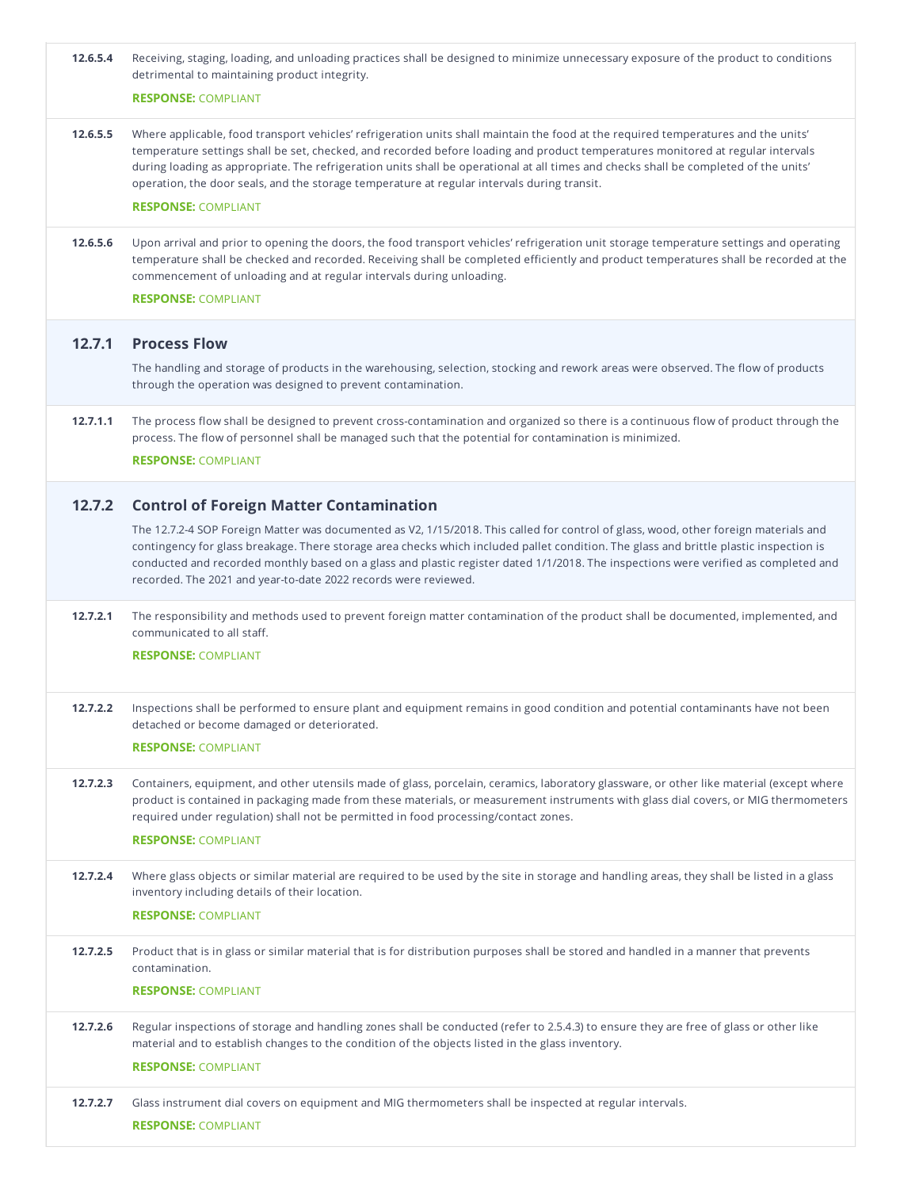**12.6.5.4** Receiving, staging, loading, and unloading practices shall be designed to minimize unnecessary exposure of the product to conditions detrimental to maintaining product integrity.

**RESPONSE:** COMPLIANT

**12.6.5.5** Where applicable, food transport vehicles' refrigeration units shall maintain the food at the required temperatures and the units' temperature settings shall be set, checked, and recorded before loading and product temperatures monitored at regular intervals during loading as appropriate. The refrigeration units shall be operational at all times and checks shall be completed of the units' operation, the door seals, and the storage temperature at regular intervals during transit.

**RESPONSE:** COMPLIANT

**12.6.5.6** Upon arrival and prior to opening the doors, the food transport vehicles' refrigeration unit storage temperature settings and operating temperature shall be checked and recorded. Receiving shall be completed efficiently and product temperatures shall be recorded at the commencement of unloading and at regular intervals during unloading.

**RESPONSE:** COMPLIANT

## 12.7.1 Process Flow

The handling and storage of products in the warehousing, selection, stocking and rework areas were observed. The flow of products through the operation was designed to prevent contamination.

**12.7.1.1** The process flow shall be designed to prevent cross-contamination and organized so there is a continuous flow of product through the process. The flow of personnel shall be managed such that the potential for contamination is minimized.

**RESPONSE:** COMPLIANT

## 12.7.2 Control of Foreign Matter Contamination

The 12.7.2-4 SOP Foreign Matter was documented as V2, 1/15/2018. This called for control of glass, wood, other foreign materials and contingency for glass breakage. There storage area checks which included pallet condition. The glass and brittle plastic inspection is conducted and recorded monthly based on a glass and plastic register dated 1/1/2018. The inspections were verified as completed and recorded. The 2021 and year-to-date 2022 records were reviewed.

**12.7.2.1** The responsibility and methods used to prevent foreign matter contamination of the product shall be documented, implemented, and communicated to all staff.

**RESPONSE:** COMPLIANT

**12.7.2.2** Inspections shall be performed to ensure plant and equipment remains in good condition and potential contaminants have not been detached or become damaged or deteriorated.

**RESPONSE:** COMPLIANT

**12.7.2.3** Containers, equipment, and other utensils made of glass, porcelain, ceramics, laboratory glassware, or other like material (except where product is contained in packaging made from these materials, or measurement instruments with glass dial covers, or MIG thermometers required under regulation) shall not be permitted in food processing/contact zones.

**RESPONSE:** COMPLIANT

**12.7.2.4** Where glass objects or similar material are required to be used by the site in storage and handling areas, they shall be listed in a glass inventory including details of their location.

**RESPONSE:** COMPLIANT

**12.7.2.5** Product that is in glass or similar material that is for distribution purposes shall be stored and handled in a manner that prevents contamination.

**RESPONSE:** COMPLIANT

**12.7.2.6** Regular inspections of storage and handling zones shall be conducted (refer to 2.5.4.3) to ensure they are free of glass or other like material and to establish changes to the condition of the objects listed in the glass inventory.

**RESPONSE:** COMPLIANT

**12.7.2.7** Glass instrument dial covers on equipment and MIG thermometers shall be inspected at regular intervals.

**RESPONSE:** COMPLIANT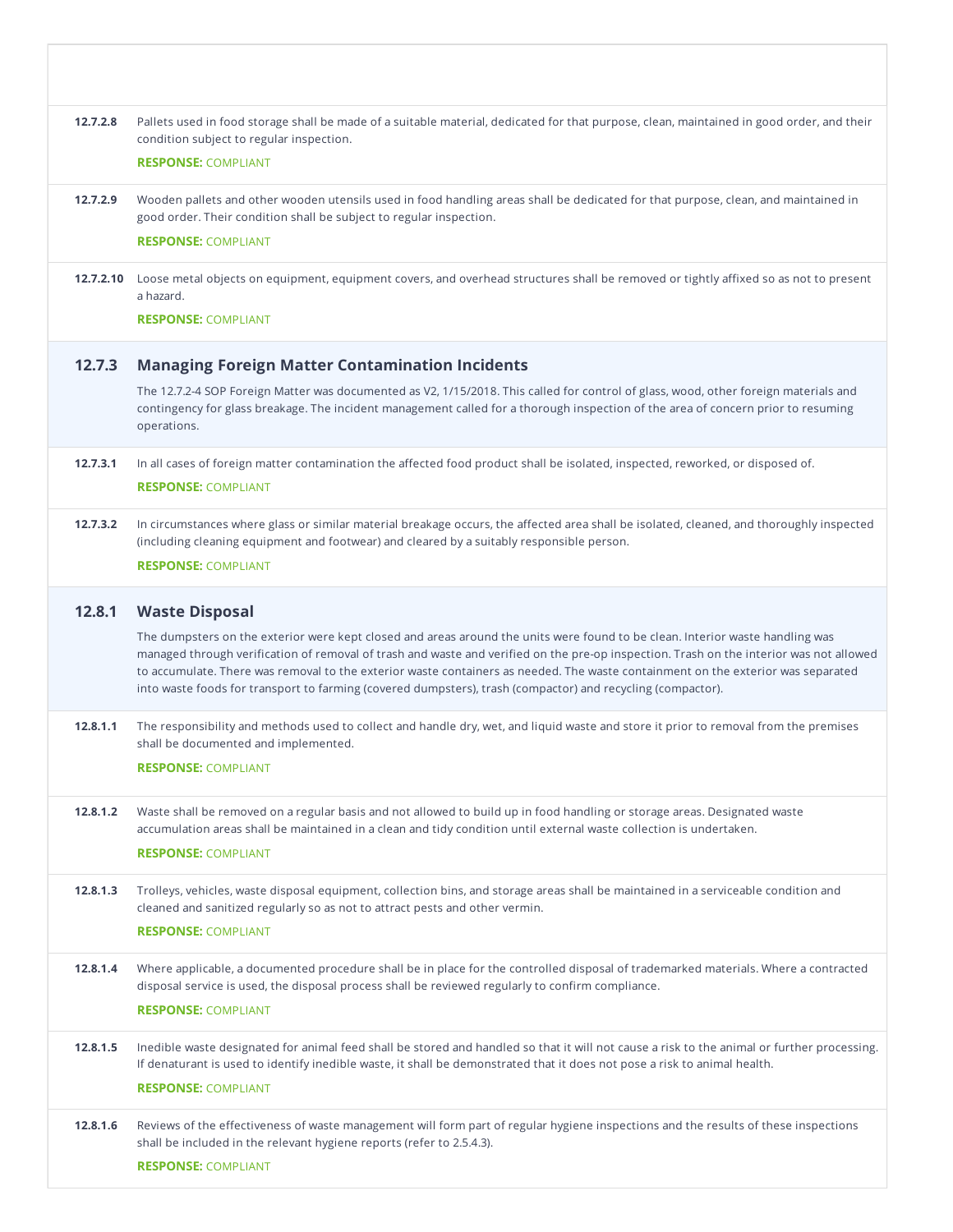**12.7.2.8** Pallets used in food storage shall be made of a suitable material, dedicated for that purpose, clean, maintained in good order, and their condition subject to regular inspection.

**RESPONSE:** COMPLIANT

**12.7.2.9** Wooden pallets and other wooden utensils used in food handling areas shall be dedicated for that purpose, clean, and maintained in good order. Their condition shall be subject to regular inspection.

**RESPONSE:** COMPLIANT

**12.7.2.10** Loose metal objects on equipment, equipment covers, and overhead structures shall be removed or tightly affixed so as not to present a hazard.

**RESPONSE:** COMPLIANT

## 12.7.3 Managing Foreign Matter Contamination Incidents

The 12.7.2-4 SOP Foreign Matter was documented as V2, 1/15/2018. This called for control of glass, wood, other foreign materials and contingency for glass breakage. The incident management called for a thorough inspection of the area of concern prior to resuming operations.

**12.7.3.1** In all cases of foreign matter contamination the affected food product shall be isolated, inspected, reworked, or disposed of.

**RESPONSE:** COMPLIANT

**12.7.3.2** In circumstances where glass or similar material breakage occurs, the affected area shall be isolated, cleaned, and thoroughly inspected (including cleaning equipment and footwear) and cleared by a suitably responsible person.

**RESPONSE:** COMPLIANT

## 12.8.1 Waste Disposal

The dumpsters on the exterior were kept closed and areas around the units were found to be clean. Interior waste handling was managed through verification of removal of trash and waste and verified on the pre-op inspection. Trash on the interior was not allowed to accumulate. There was removal to the exterior waste containers as needed. The waste containment on the exterior was separated into waste foods for transport to farming (covered dumpsters), trash (compactor) and recycling (compactor).

**12.8.1.1** The responsibility and methods used to collect and handle dry, wet, and liquid waste and store it prior to removal from the premises shall be documented and implemented.

**RESPONSE:** COMPLIANT

**12.8.1.2** Waste shall be removed on a regular basis and not allowed to build up in food handling or storage areas. Designated waste accumulation areas shall be maintained in a clean and tidy condition until external waste collection is undertaken.

**RESPONSE:** COMPLIANT

**12.8.1.3** Trolleys, vehicles, waste disposal equipment, collection bins, and storage areas shall be maintained in a serviceable condition and cleaned and sanitized regularly so as not to attract pests and other vermin.

**RESPONSE:** COMPLIANT

**12.8.1.4** Where applicable, a documented procedure shall be in place for the controlled disposal of trademarked materials. Where a contracted disposal service is used, the disposal process shall be reviewed regularly to confirm compliance.

**RESPONSE:** COMPLIANT

**12.8.1.5** Inedible waste designated for animal feed shall be stored and handled so that it will not cause a risk to the animal or further processing. If denaturant is used to identify inedible waste, it shall be demonstrated that it does not pose a risk to animal health.

**RESPONSE:** COMPLIANT

**12.8.1.6** Reviews of the effectiveness of waste management will form part of regular hygiene inspections and the results of these inspections shall be included in the relevant hygiene reports (refer to 2.5.4.3).

**RESPONSE:** COMPLIANT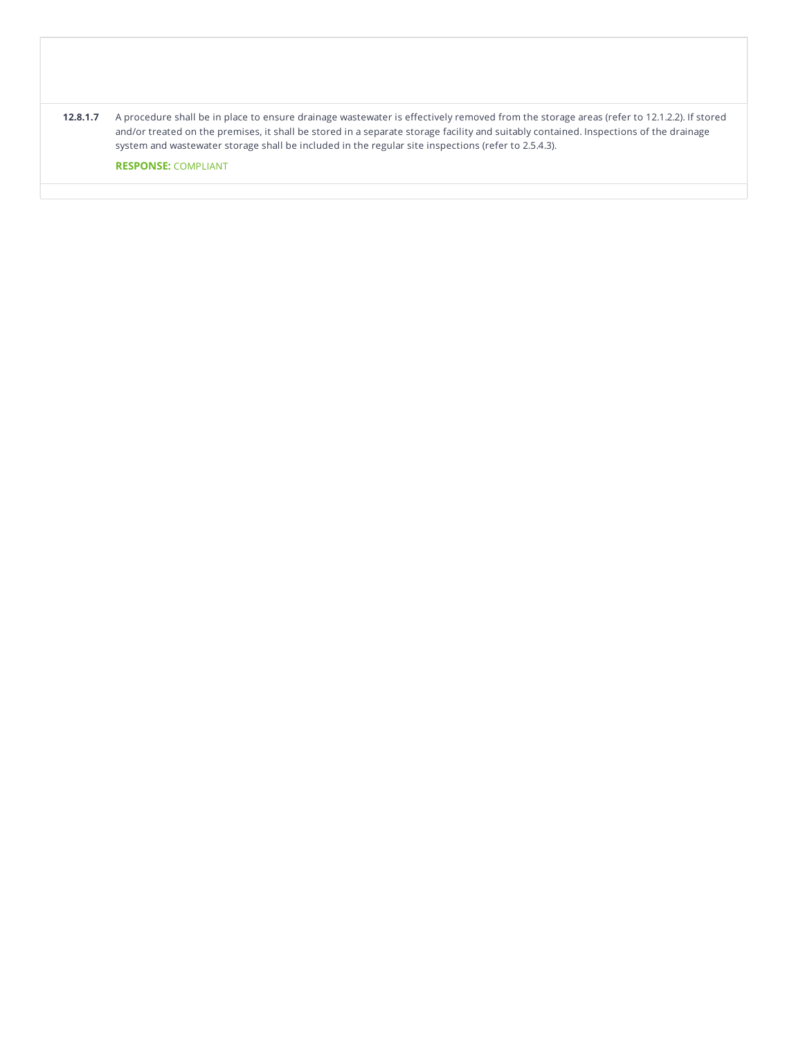**12.8.1.7** A procedure shall be in place to ensure drainage wastewater is effectively removed from the storage areas (refer to 12.1.2.2). If stored and/or treated on the premises, it shall be stored in a separate storage facility and suitably contained. Inspections of the drainage system and wastewater storage shall be included in the regular site inspections (refer to 2.5.4.3).

**RESPONSE:** COMPLIANT